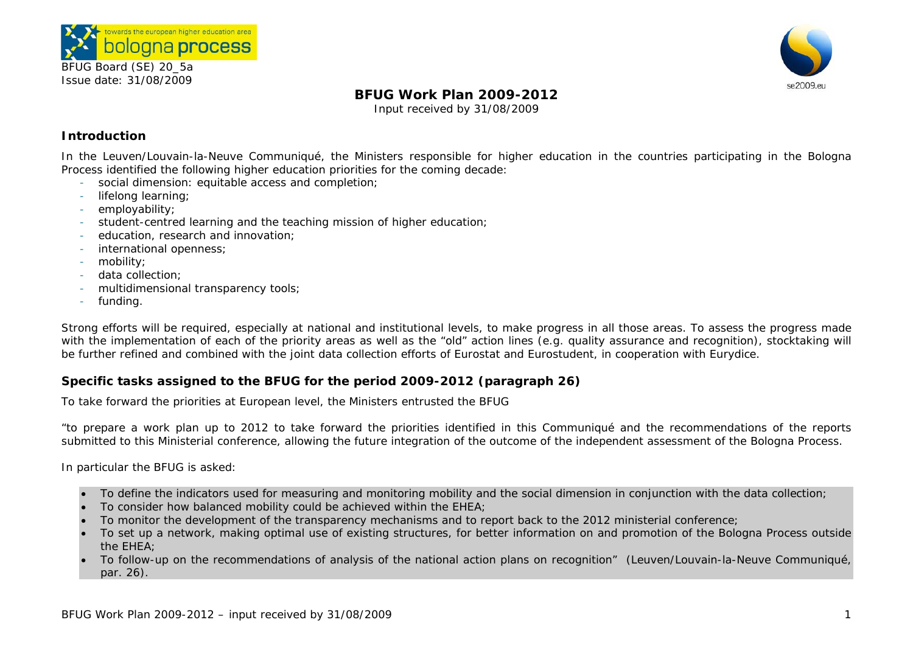BFUG Board (SE) 20_5a
Issue date: 31/08/2009

# BFUG Work Plan 2009-2012

Input received by 31/08/2009

## Introduction

In the Leuven/Louvain-la-Neuve Communiqué, the Ministers responsible for higher education in the countries participating in the Bologna Process identified the following higher education priorities for the coming decade:

- social dimension: equitable access and completion;
- lifelong learning;
- employability;
- student-centred learning and the teaching mission of higher education;
- education, research and innovation;
- international openness;
- mobility;
- data collection;
- multidimensional transparency tools;
- funding.

Strong efforts will be required, especially at national and institutional levels, to make progress in all those areas. To assess the progress made with the implementation of each of the priority areas as well as the "old" action lines (e.g. quality assurance and recognition), stocktaking will be further refined and combined with the joint data collection efforts of Eurostat and Eurostudent, in cooperation with Eurydice.

## Specific tasks assigned to the BFUG for the period 2009-2012 (paragraph 26)

To take forward the priorities at European level, the Ministers entrusted the BFUG

"to prepare a work plan up to 2012 to take forward the priorities identified in this Communiqué and the recommendations of the reports submitted to this Ministerial conference, allowing the future integration of the outcome of the independent assessment of the Bologna Process.

In particular the BFUG is asked:

- To define the indicators used for measuring and monitoring mobility and the social dimension in conjunction with the data collection;
- To consider how balanced mobility could be achieved within the EHEA;
- To monitor the development of the transparency mechanisms and to report back to the 2012 ministerial conference;
- To set up a network, making optimal use of existing structures, for better information on and promotion of the Bologna Process outside the EHEA;
- To follow-up on the recommendations of analysis of the national action plans on recognition" (Leuven/Louvain-la-Neuve Communiqué, par. 26).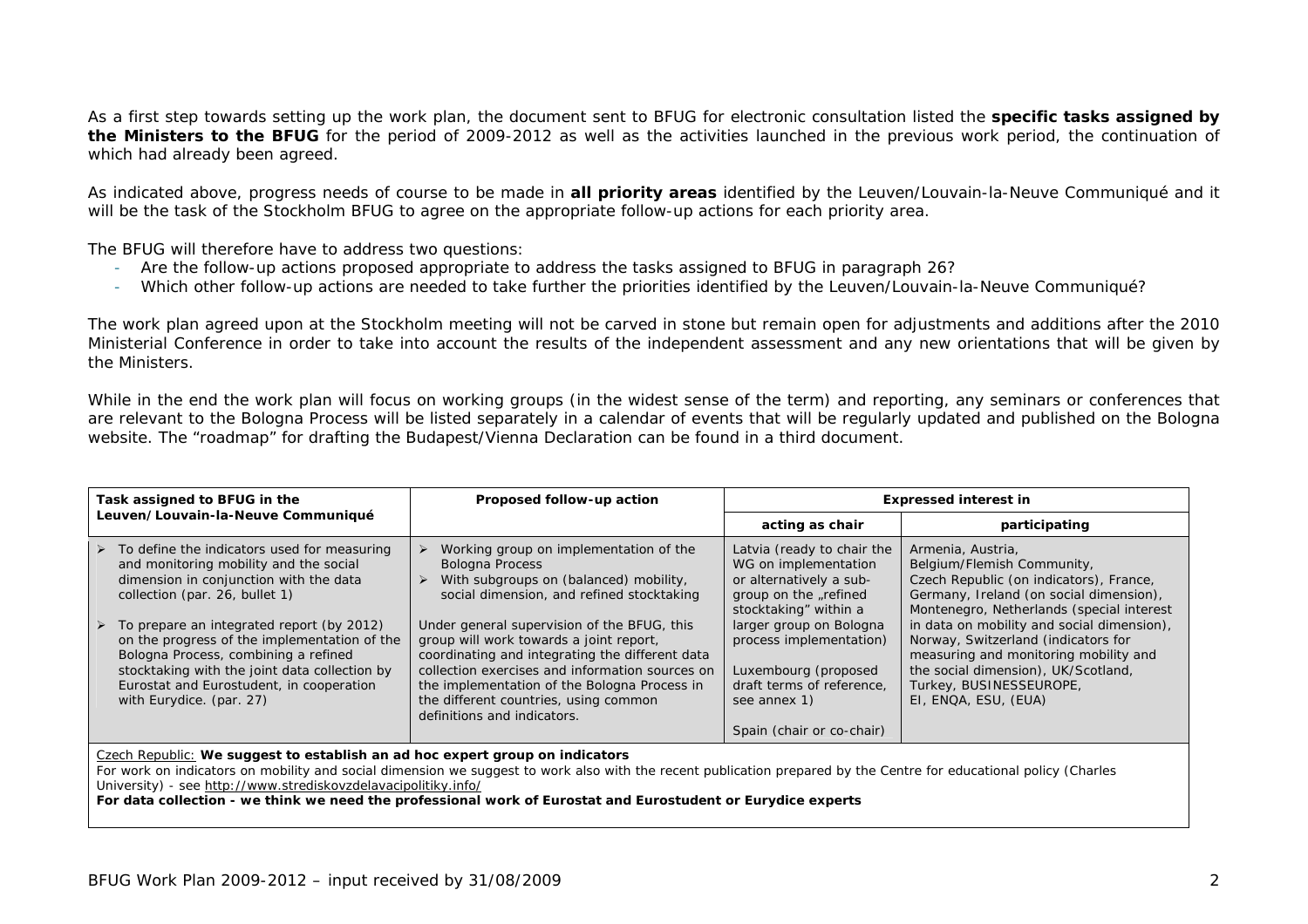As a first step towards setting up the work plan, the document sent to BFUG for electronic consultation listed the **specific tasks assigned by the Ministers to the BFUG** for the period of 2009-2012 as well as the activities launched in the previous work period, the continuation of which had already been agreed.

As indicated above, progress needs of course to be made in **all priority areas** identified by the Leuven/Louvain-la-Neuve Communiqué and it will be the task of the Stockholm BFUG to agree on the appropriate follow-up actions for each priority area.

The BFUG will therefore have to address two questions:

- Are the follow-up actions proposed appropriate to address the tasks assigned to BFUG in paragraph 26?
- Which other follow-up actions are needed to take further the priorities identified by the Leuven/Louvain-la-Neuve Communiqué?

The work plan agreed upon at the Stockholm meeting will not be carved in stone but remain open for adjustments and additions after the 2010 Ministerial Conference in order to take into account the results of the independent assessment and any new orientations that will be given by the Ministers.

While in the end the work plan will focus on working groups (in the widest sense of the term) and reporting, any seminars or conferences that are relevant to the Bologna Process will be listed separately in a calendar of events that will be regularly updated and published on the Bologna website. The "roadmap" for drafting the Budapest/Vienna Declaration can be found in a third document.

| **Task assigned to BFUG in the Leuven/Louvain-la-Neuve Communiqué** | **Proposed follow-up action** | **Expressed interest in** | |
|---|---|---|---|
| | | **acting as chair** | **participating** |
| ➢ To define the indicators used for measuring and monitoring mobility and the social dimension in conjunction with the data collection (par. 26, bullet 1)<br><br>➢ To prepare an integrated report (by 2012) on the progress of the implementation of the Bologna Process, combining a refined stocktaking with the joint data collection by Eurostat and Eurostudent, in cooperation with Eurydice. (par. 27) | ➢ Working group on implementation of the Bologna Process<br>➢ With subgroups on (balanced) mobility, social dimension, and refined stocktaking<br><br>Under general supervision of the BFUG, this group will work towards a joint report, coordinating and integrating the different data collection exercises and information sources on the implementation of the Bologna Process in the different countries, using common definitions and indicators. | Latvia (ready to chair the WG on implementation or alternatively a sub-group on the „refined stocktaking" within a larger group on Bologna process implementation)<br><br>Luxembourg (proposed draft terms of reference, see annex 1)<br><br>Spain (chair or co-chair) | Armenia, Austria, Belgium/Flemish Community, Czech Republic (on indicators), France, Germany, Ireland (on social dimension), Montenegro, Netherlands (special interest in data on mobility and social dimension), Norway, Switzerland (indicators for measuring and monitoring mobility and the social dimension), UK/Scotland, Turkey, BUSINESSEUROPE, EI, ENQA, ESU, (EUA) |
| Czech Republic: **We suggest to establish an ad hoc expert group on indicators**<br>For work on indicators on mobility and social dimension we suggest to work also with the recent publication prepared by the Centre for educational policy (Charles University) - see http://www.strediskovzdelavacipolitiky.info/<br>**For data collection - we think we need the professional work of Eurostat and Eurostudent or Eurydice experts** | | | |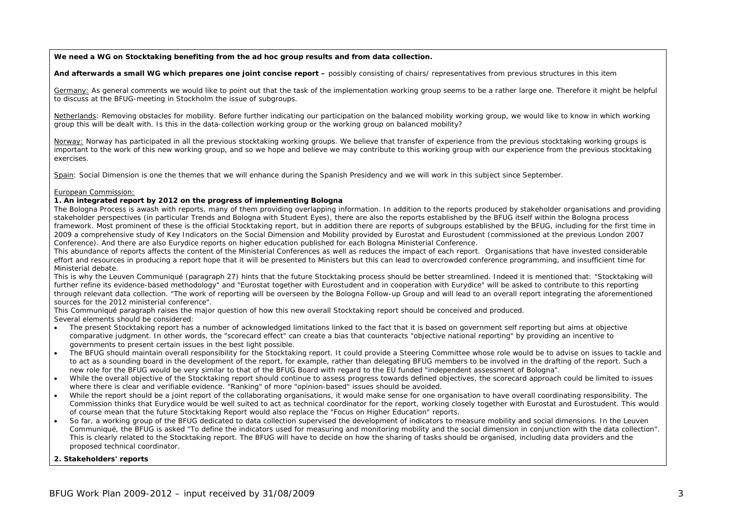**We need a WG on Stocktaking benefiting from the ad hoc group results and from data collection.**

**And afterwards a small WG which prepares one joint concise report –** possibly consisting of chairs/ representatives from previous structures in this item

Germany: As general comments we would like to point out that the task of the implementation working group seems to be a rather large one. Therefore it might be helpful to discuss at the BFUG-meeting in Stockholm the issue of subgroups.

Netherlands: Removing obstacles for mobility. Before further indicating our participation on the balanced mobility working group, we would like to know in which working group this will be dealt with. Is this in the data-collection working group or the working group on balanced mobility?

Norway: Norway has participated in all the previous stocktaking working groups. We believe that transfer of experience from the previous stocktaking working groups is important to the work of this new working group, and so we hope and believe we may contribute to this working group with our experience from the previous stocktaking exercises.

Spain: Social Dimension is one the themes that we will enhance during the Spanish Presidency and we will work in this subject since September.

European Commission:

**1. An integrated report by 2012 on the progress of implementing Bologna**

The Bologna Process is awash with reports, many of them providing overlapping information. In addition to the reports produced by stakeholder organisations and providing stakeholder perspectives (in particular Trends and Bologna with Student Eyes), there are also the reports established by the BFUG itself within the Bologna process framework. Most prominent of these is the official Stocktaking report, but in addition there are reports of subgroups established by the BFUG, including for the first time in 2009 a comprehensive study of Key Indicators on the Social Dimension and Mobility provided by Eurostat and Eurostudent (commissioned at the previous London 2007 Conference). And there are also Eurydice reports on higher education published for each Bologna Ministerial Conference.

This abundance of reports affects the content of the Ministerial Conferences as well as reduces the impact of each report. Organisations that have invested considerable effort and resources in producing a report hope that it will be presented to Ministers but this can lead to overcrowded conference programming, and insufficient time for Ministerial debate.

This is why the Leuven Communiqué (paragraph 27) hints that the future Stocktaking process should be better streamlined. Indeed it is mentioned that: "Stocktaking will further refine its evidence-based methodology" and "Eurostat together with Eurostudent and in cooperation with Eurydice" will be asked to contribute to this reporting through relevant data collection. "The work of reporting will be overseen by the Bologna Follow-up Group and will lead to an overall report integrating the aforementioned sources for the 2012 ministerial conference".

This Communiqué paragraph raises the major question of how this new overall Stocktaking report should be conceived and produced.

Several elements should be considered:

- The present Stocktaking report has a number of acknowledged limitations linked to the fact that it is based on government self reporting but aims at objective comparative judgment. In other words, the "scorecard effect" can create a bias that counteracts "objective national reporting" by providing an incentive to governments to present certain issues in the best light possible.
- The BFUG should maintain overall responsibility for the Stocktaking report. It could provide a Steering Committee whose role would be to advise on issues to tackle and to act as a sounding board in the development of the report, for example, rather than delegating BFUG members to be involved in the drafting of the report. Such a new role for the BFUG would be very similar to that of the BFUG Board with regard to the EU funded "independent assessment of Bologna".
- While the overall objective of the Stocktaking report should continue to assess progress towards defined objectives, the scorecard approach could be limited to issues where there is clear and verifiable evidence. "Ranking" of more "opinion-based" issues should be avoided.
- While the report should be a joint report of the collaborating organisations, it would make sense for one organisation to have overall coordinating responsibility. The Commission thinks that Eurydice would be well suited to act as technical coordinator for the report, working closely together with Eurostat and Eurostudent. This would of course mean that the future Stocktaking Report would also replace the "Focus on Higher Education" reports.
- So far, a working group of the BFUG dedicated to data collection supervised the development of indicators to measure mobility and social dimensions. In the Leuven Communiqué, the BFUG is asked "To define the indicators used for measuring and monitoring mobility and the social dimension in conjunction with the data collection". This is clearly related to the Stocktaking report. The BFUG will have to decide on how the sharing of tasks should be organised, including data providers and the proposed technical coordinator.

**2. Stakeholders' reports**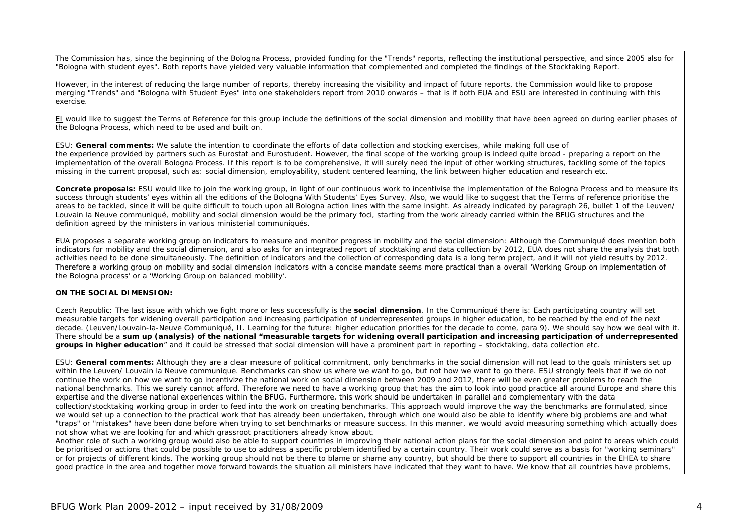*The Commission has, since the beginning of the Bologna Process, provided funding for the "Trends" reports, reflecting the institutional perspective, and since 2005 also for "Bologna with student eyes". Both reports have yielded very valuable information that complemented and completed the findings of the Stocktaking Report.*

*However, in the interest of reducing the large number of reports, thereby increasing the visibility and impact of future reports, the Commission would like to propose merging "Trends" and "Bologna with Student Eyes" into one stakeholders report from 2010 onwards – that is if both EUA and ESU are interested in continuing with this exercise.*

*EI would like to suggest the Terms of Reference for this group include the definitions of the social dimension and mobility that have been agreed on during earlier phases of the Bologna Process, which need to be used and built on.*

*ESU: **General comments:** We salute the intention to coordinate the efforts of data collection and stocking exercises, while making full use of the experience provided by partners such as Eurostat and Eurostudent. However, the final scope of the working group is indeed quite broad - preparing a report on the implementation of the overall Bologna Process. If this report is to be comprehensive, it will surely need the input of other working structures, tackling some of the topics missing in the current proposal, such as: social dimension, employability, student centered learning, the link between higher education and research etc.*

***Concrete proposals:** ESU would like to join the working group, in light of our continuous work to incentivise the implementation of the Bologna Process and to measure its success through students' eyes within all the editions of the Bologna With Students' Eyes Survey. Also, we would like to suggest that the Terms of reference prioritise the areas to be tackled, since it will be quite difficult to touch upon all Bologna action lines with the same insight. As already indicated by paragraph 26, bullet 1 of the Leuven/ Louvain la Neuve communiqué, mobility and social dimension would be the primary foci, starting from the work already carried within the BFUG structures and the definition agreed by the ministers in various ministerial communiqués.*

*EUA proposes a separate working group on indicators to measure and monitor progress in mobility and the social dimension: Although the Communiqué does mention both indicators for mobility and the social dimension, and also asks for an integrated report of stocktaking and data collection by 2012, EUA does not share the analysis that both activities need to be done simultaneously. The definition of indicators and the collection of corresponding data is a long term project, and it will not yield results by 2012. Therefore a working group on mobility and social dimension indicators with a concise mandate seems more practical than a overall 'Working Group on implementation of the Bologna process' or a 'Working Group on balanced mobility'.*

***ON THE SOCIAL DIMENSION:***

*Czech Republic: The last issue with which we fight more or less successfully is the **social dimension**. In the Communiqué there is: Each participating country will set measurable targets for widening overall participation and increasing participation of underrepresented groups in higher education, to be reached by the end of the next decade. (Leuven/Louvain-la-Neuve Communiqué, II. Learning for the future: higher education priorities for the decade to come, para 9). We should say how we deal with it. There should be a **sum up (analysis) of the national "measurable targets for widening overall participation and increasing participation of underrepresented groups in higher education**" and it could be stressed that social dimension will have a prominent part in reporting – stocktaking, data collection etc.*

*ESU: **General comments:** Although they are a clear measure of political commitment, only benchmarks in the social dimension will not lead to the goals ministers set up within the Leuven/ Louvain la Neuve communique. Benchmarks can show us where we want to go, but not how we want to go there. ESU strongly feels that if we do not continue the work on how we want to go incentivize the national work on social dimension between 2009 and 2012, there will be even greater problems to reach the national benchmarks. This we surely cannot afford. Therefore we need to have a working group that has the aim to look into good practice all around Europe and share this expertise and the diverse national experiences within the BFUG. Furthermore, this work should be undertaken in parallel and complementary with the data collection/stocktaking working group in order to feed into the work on creating benchmarks. This approach would improve the way the benchmarks are formulated, since we would set up a connection to the practical work that has already been undertaken, through which one would also be able to identify where big problems are and what "traps" or "mistakes" have been done before when trying to set benchmarks or measure success. In this manner, we would avoid measuring something which actually does not show what we are looking for and which grassroot practitioners already know about.*
*Another role of such a working group would also be able to support countries in improving their national action plans for the social dimension and point to areas which could be prioritised or actions that could be possible to use to address a specific problem identified by a certain country. Their work could serve as a basis for "working seminars" or for projects of different kinds. The working group should not be there to blame or shame any country, but should be there to support all countries in the EHEA to share good practice in the area and together move forward towards the situation all ministers have indicated that they want to have. We know that all countries have problems,*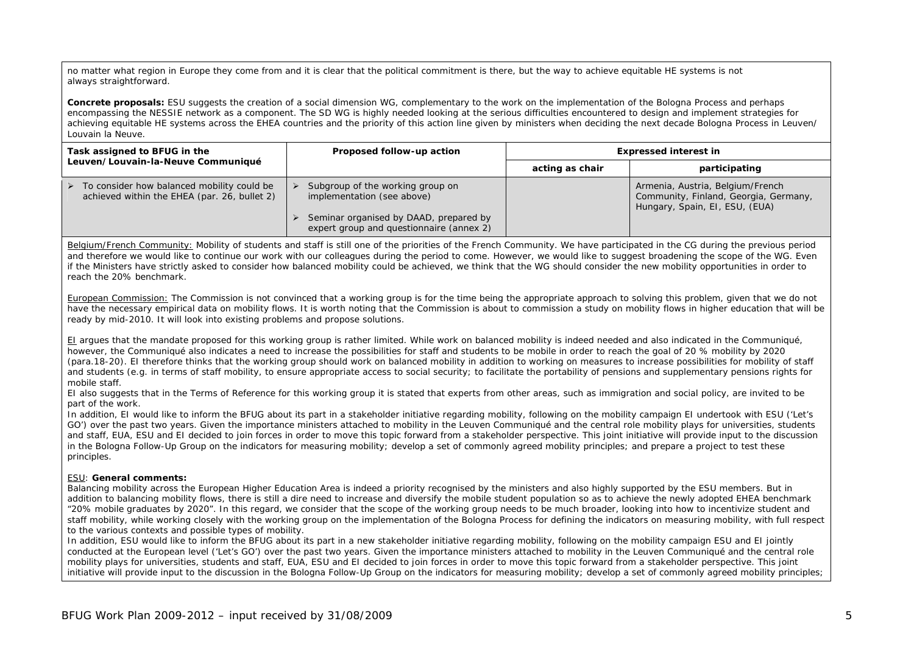no matter what region in Europe they come from and it is clear that the political commitment is there, but the way to achieve equitable HE systems is not always straightforward.

**Concrete proposals:** ESU suggests the creation of a social dimension WG, complementary to the work on the implementation of the Bologna Process and perhaps encompassing the NESSIE network as a component. The SD WG is highly needed looking at the serious difficulties encountered to design and implement strategies for achieving equitable HE systems across the EHEA countries and the priority of this action line given by ministers when deciding the next decade Bologna Process in Leuven/ Louvain la Neuve.

| Task assigned to BFUG in the Leuven/Louvain-la-Neuve Communiqué | Proposed follow-up action | Expressed interest in | |
|---|---|---|---|
| | | acting as chair | participating |
| ➢ To consider how balanced mobility could be achieved within the EHEA (par. 26, bullet 2) | ➢ Subgroup of the working group on implementation (see above)<br>➢ Seminar organised by DAAD, prepared by expert group and questionnaire (annex 2) | | Armenia, Austria, Belgium/French Community, Finland, Georgia, Germany, Hungary, Spain, EI, ESU, (EUA) |

Belgium/French Community: Mobility of students and staff is still one of the priorities of the French Community. We have participated in the CG during the previous period and therefore we would like to continue our work with our colleagues during the period to come. However, we would like to suggest broadening the scope of the WG. Even if the Ministers have strictly asked to consider how balanced mobility could be achieved, we think that the WG should consider the new mobility opportunities in order to reach the 20% benchmark.

European Commission: The Commission is not convinced that a working group is for the time being the appropriate approach to solving this problem, given that we do not have the necessary empirical data on mobility flows. It is worth noting that the Commission is about to commission a study on mobility flows in higher education that will be ready by mid-2010. It will look into existing problems and propose solutions.

EI argues that the mandate proposed for this working group is rather limited. While work on balanced mobility is indeed needed and also indicated in the Communiqué, however, the Communiqué also indicates a need to increase the possibilities for staff and students to be mobile in order to reach the goal of 20 % mobility by 2020 (para.18-20). EI therefore thinks that the working group should work on balanced mobility in addition to working on measures to increase possibilities for mobility of staff and students (e.g. in terms of staff mobility, to ensure appropriate access to social security; to facilitate the portability of pensions and supplementary pensions rights for mobile staff.

EI also suggests that in the Terms of Reference for this working group it is stated that experts from other areas, such as immigration and social policy, are invited to be part of the work.

In addition, EI would like to inform the BFUG about its part in a stakeholder initiative regarding mobility, following on the mobility campaign EI undertook with ESU ('Let's GO') over the past two years. Given the importance ministers attached to mobility in the Leuven Communiqué and the central role mobility plays for universities, students and staff, EUA, ESU and EI decided to join forces in order to move this topic forward from a stakeholder perspective. This joint initiative will provide input to the discussion in the Bologna Follow-Up Group on the indicators for measuring mobility; develop a set of commonly agreed mobility principles; and prepare a project to test these principles.

ESU: **General comments:**

Balancing mobility across the European Higher Education Area is indeed a priority recognised by the ministers and also highly supported by the ESU members. But in addition to balancing mobility flows, there is still a dire need to increase and diversify the mobile student population so as to achieve the newly adopted EHEA benchmark "20% mobile graduates by 2020". In this regard, we consider that the scope of the working group needs to be much broader, looking into how to incentivize student and staff mobility, while working closely with the working group on the implementation of the Bologna Process for defining the indicators on measuring mobility, with full respect to the various contexts and possible types of mobility.

In addition, ESU would like to inform the BFUG about its part in a new stakeholder initiative regarding mobility, following on the mobility campaign ESU and EI jointly conducted at the European level ('Let's GO') over the past two years. Given the importance ministers attached to mobility in the Leuven Communiqué and the central role mobility plays for universities, students and staff, EUA, ESU and EI decided to join forces in order to move this topic forward from a stakeholder perspective. This joint initiative will provide input to the discussion in the Bologna Follow-Up Group on the indicators for measuring mobility; develop a set of commonly agreed mobility principles;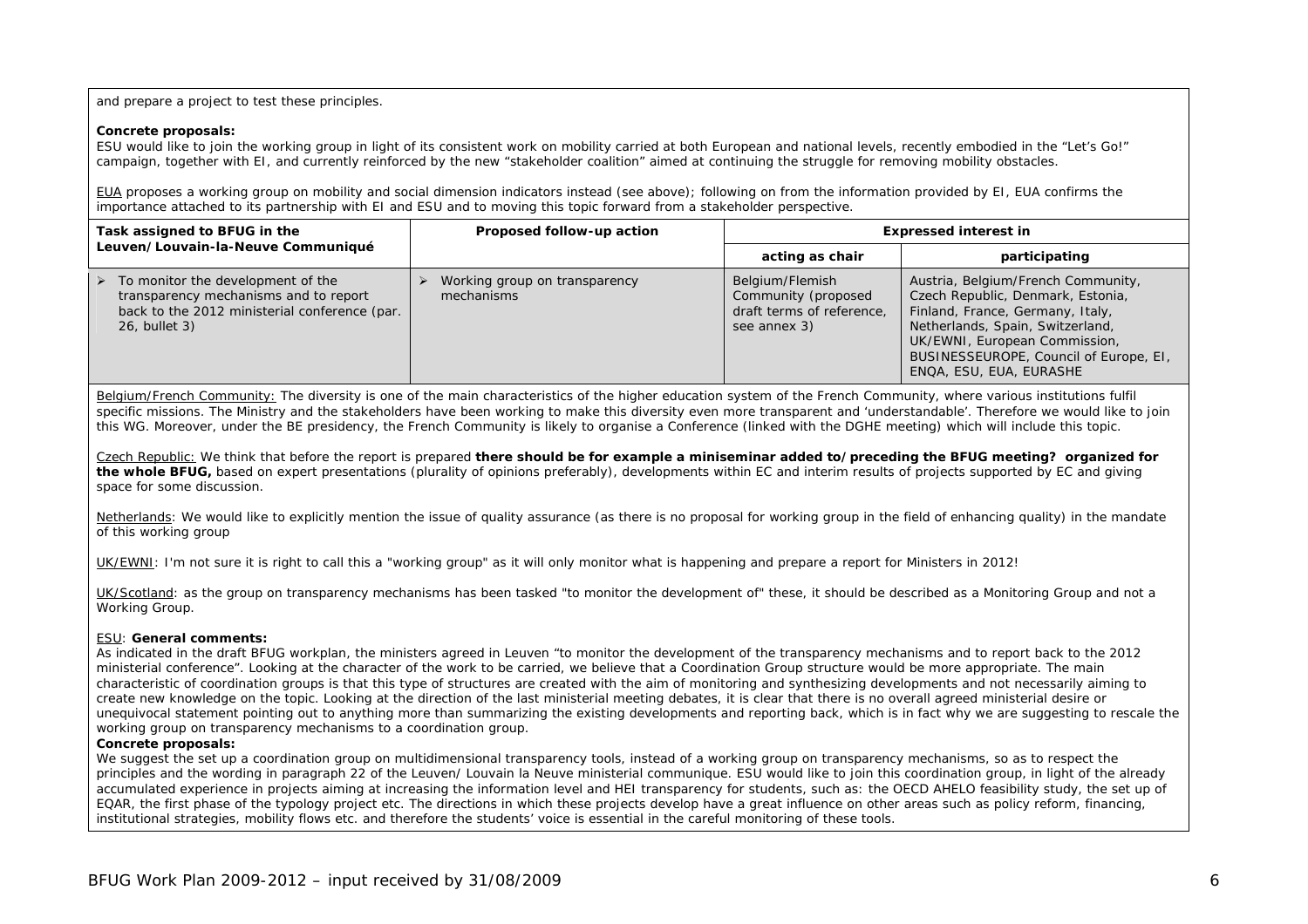and prepare a project to test these principles.

**Concrete proposals:**
ESU would like to join the working group in light of its consistent work on mobility carried at both European and national levels, recently embodied in the "Let's Go!" campaign, together with EI, and currently reinforced by the new "stakeholder coalition" aimed at continuing the struggle for removing mobility obstacles.

<u>EUA</u> proposes a working group on mobility and social dimension indicators instead (see above); following on from the information provided by EI, EUA confirms the importance attached to its partnership with EI and ESU and to moving this topic forward from a stakeholder perspective.

| Task assigned to BFUG in the Leuven/Louvain-la-Neuve Communiqué | Proposed follow-up action | Expressed interest in | |
|---|---|---|---|
| | | acting as chair | participating |
| ➢ To monitor the development of the transparency mechanisms and to report back to the 2012 ministerial conference (par. 26, bullet 3) | ➢ Working group on transparency mechanisms | Belgium/Flemish Community (proposed draft terms of reference, see annex 3) | Austria, Belgium/French Community, Czech Republic, Denmark, Estonia, Finland, France, Germany, Italy, Netherlands, Spain, Switzerland, UK/EWNI, European Commission, BUSINESSEUROPE, Council of Europe, EI, ENQA, ESU, EUA, EURASHE |

<u>Belgium/French Community:</u> The diversity is one of the main characteristics of the higher education system of the French Community, where various institutions fulfil specific missions. The Ministry and the stakeholders have been working to make this diversity even more transparent and 'understandable'. Therefore we would like to join this WG. Moreover, under the BE presidency, the French Community is likely to organise a Conference (linked with the DGHE meeting) which will include this topic.

<u>Czech Republic:</u> We think that before the report is prepared **there should be for example a miniseminar added to/preceding the BFUG meeting? organized for the whole BFUG,** based on expert presentations (plurality of opinions preferably), developments within EC and interim results of projects supported by EC and giving space for some discussion.

<u>Netherlands</u>: We would like to explicitly mention the issue of quality assurance (as there is no proposal for working group in the field of enhancing quality) in the mandate of this working group

<u>UK/EWNI</u>: I'm not sure it is right to call this a "working group" as it will only monitor what is happening and prepare a report for Ministers in 2012!

<u>UK/Scotland</u>: as the group on transparency mechanisms has been tasked "to monitor the development of" these, it should be described as a Monitoring Group and not a Working Group.

<u>ESU</u>: **General comments:**
As indicated in the draft BFUG workplan, the ministers agreed in Leuven "to monitor the development of the transparency mechanisms and to report back to the 2012 ministerial conference". Looking at the character of the work to be carried, we believe that a Coordination Group structure would be more appropriate. The main characteristic of coordination groups is that this type of structures are created with the aim of monitoring and synthesizing developments and not necessarily aiming to create new knowledge on the topic. Looking at the direction of the last ministerial meeting debates, it is clear that there is no overall agreed ministerial desire or unequivocal statement pointing out to anything more than summarizing the existing developments and reporting back, which is in fact why we are suggesting to rescale the working group on transparency mechanisms to a coordination group.
**Concrete proposals:**
We suggest the set up a coordination group on multidimensional transparency tools, instead of a working group on transparency mechanisms, so as to respect the principles and the wording in paragraph 22 of the Leuven/ Louvain la Neuve ministerial communique. ESU would like to join this coordination group, in light of the already accumulated experience in projects aiming at increasing the information level and HEI transparency for students, such as: the OECD AHELO feasibility study, the set up of EQAR, the first phase of the typology project etc. The directions in which these projects develop have a great influence on other areas such as policy reform, financing, institutional strategies, mobility flows etc. and therefore the students' voice is essential in the careful monitoring of these tools.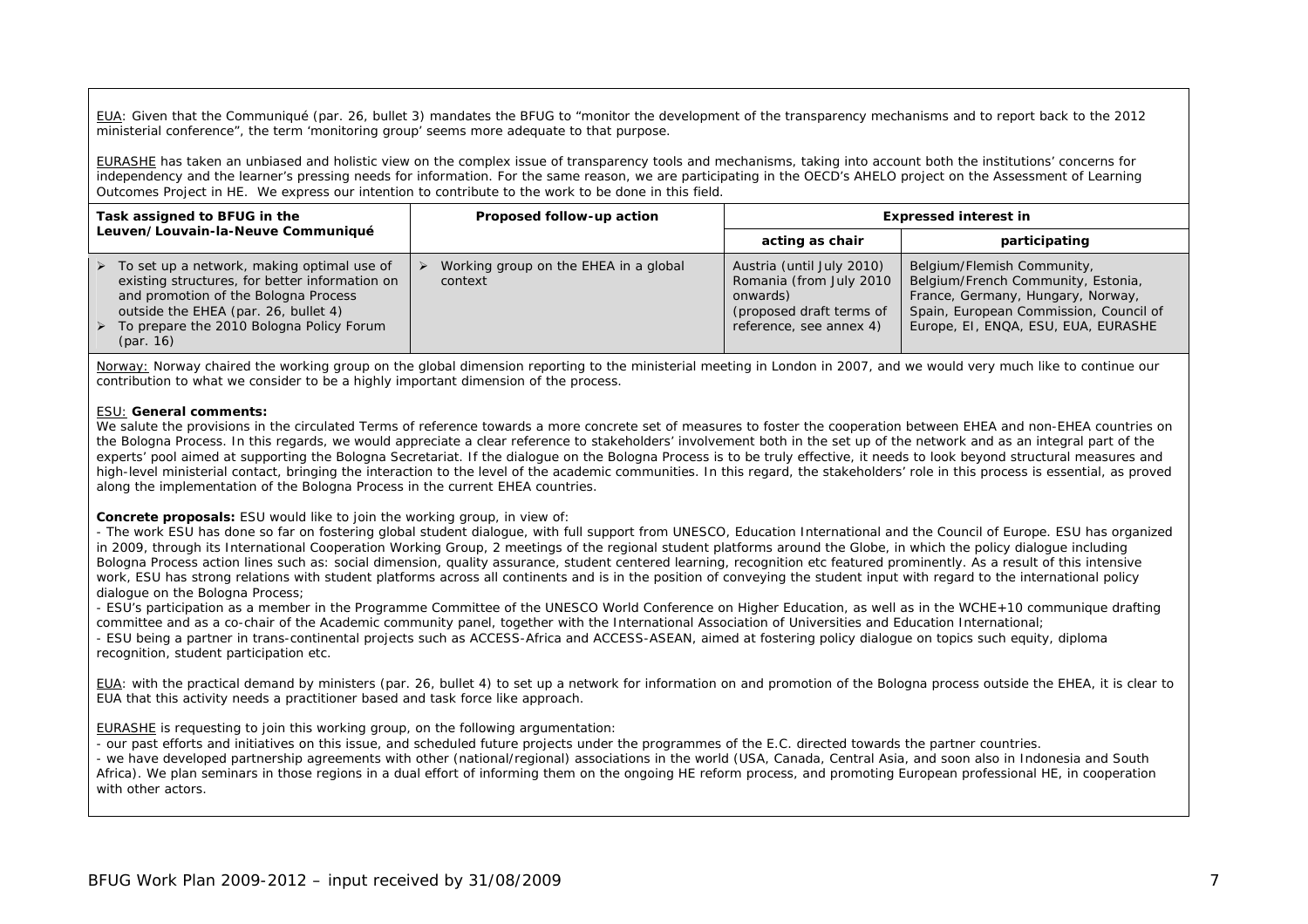EUA: Given that the Communiqué (par. 26, bullet 3) mandates the BFUG to "monitor the development of the transparency mechanisms and to report back to the 2012 ministerial conference", the term 'monitoring group' seems more adequate to that purpose.

EURASHE has taken an unbiased and holistic view on the complex issue of transparency tools and mechanisms, taking into account both the institutions' concerns for independency and the learner's pressing needs for information. For the same reason, we are participating in the OECD's AHELO project on the Assessment of Learning Outcomes Project in HE. We express our intention to contribute to the work to be done in this field.

| Task assigned to BFUG in the Leuven/Louvain-la-Neuve Communiqué | Proposed follow-up action | Expressed interest in | |
|---|---|---|---|
| | | acting as chair | participating |
| ➢ To set up a network, making optimal use of existing structures, for better information on and promotion of the Bologna Process outside the EHEA (par. 26, bullet 4)<br>➢ To prepare the 2010 Bologna Policy Forum (par. 16) | ➢ Working group on the EHEA in a global context | Austria (until July 2010)<br>Romania (from July 2010 onwards)<br>(proposed draft terms of reference, see annex 4) | Belgium/Flemish Community, Belgium/French Community, Estonia, France, Germany, Hungary, Norway, Spain, European Commission, Council of Europe, EI, ENQA, ESU, EUA, EURASHE |

Norway: Norway chaired the working group on the global dimension reporting to the ministerial meeting in London in 2007, and we would very much like to continue our contribution to what we consider to be a highly important dimension of the process.

ESU: **General comments:**
We salute the provisions in the circulated Terms of reference towards a more concrete set of measures to foster the cooperation between EHEA and non-EHEA countries on the Bologna Process. In this regards, we would appreciate a clear reference to stakeholders' involvement both in the set up of the network and as an integral part of the experts' pool aimed at supporting the Bologna Secretariat. If the dialogue on the Bologna Process is to be truly effective, it needs to look beyond structural measures and high-level ministerial contact, bringing the interaction to the level of the academic communities. In this regard, the stakeholders' role in this process is essential, as proved along the implementation of the Bologna Process in the current EHEA countries.

**Concrete proposals:** ESU would like to join the working group, in view of:
- The work ESU has done so far on fostering global student dialogue, with full support from UNESCO, Education International and the Council of Europe. ESU has organized in 2009, through its International Cooperation Working Group, 2 meetings of the regional student platforms around the Globe, in which the policy dialogue including Bologna Process action lines such as: social dimension, quality assurance, student centered learning, recognition etc featured prominently. As a result of this intensive work, ESU has strong relations with student platforms across all continents and is in the position of conveying the student input with regard to the international policy dialogue on the Bologna Process;
- ESU's participation as a member in the Programme Committee of the UNESCO World Conference on Higher Education, as well as in the WCHE+10 communique drafting committee and as a co-chair of the Academic community panel, together with the International Association of Universities and Education International;
- ESU being a partner in trans-continental projects such as ACCESS-Africa and ACCESS-ASEAN, aimed at fostering policy dialogue on topics such equity, diploma recognition, student participation etc.

EUA: with the practical demand by ministers (par. 26, bullet 4) to set up a network for information on and promotion of the Bologna process outside the EHEA, it is clear to EUA that this activity needs a practitioner based and task force like approach.

EURASHE is requesting to join this working group, on the following argumentation:
- our past efforts and initiatives on this issue, and scheduled future projects under the programmes of the E.C. directed towards the partner countries.
- we have developed partnership agreements with other (national/regional) associations in the world (USA, Canada, Central Asia, and soon also in Indonesia and South Africa). We plan seminars in those regions in a dual effort of informing them on the ongoing HE reform process, and promoting European professional HE, in cooperation with other actors.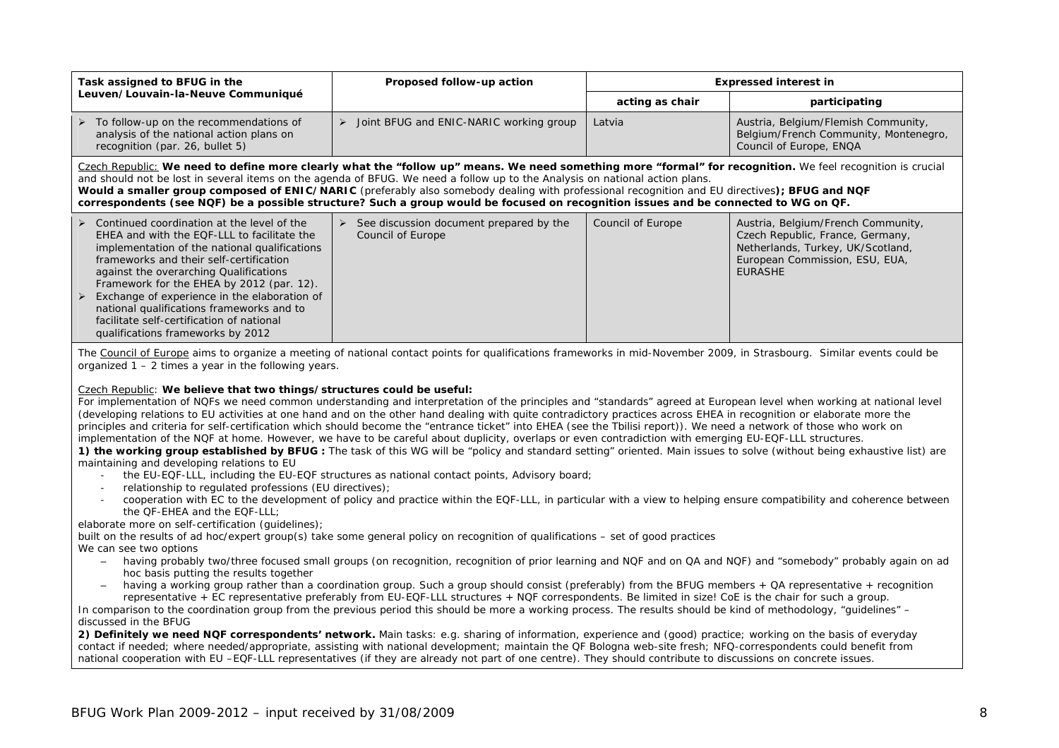| Task assigned to BFUG in the Leuven/Louvain-la-Neuve Communiqué | Proposed follow-up action | Expressed interest in | |
|---|---|---|---|
| | | acting as chair | participating |
| ➢ To follow-up on the recommendations of analysis of the national action plans on recognition (par. 26, bullet 5) | ➢ Joint BFUG and ENIC-NARIC working group | Latvia | Austria, Belgium/Flemish Community, Belgium/French Community, Montenegro, Council of Europe, ENQA |

Czech Republic: **We need to define more clearly what the "follow up" means. We need something more "formal" for recognition.** We feel recognition is crucial and should not be lost in several items on the agenda of BFUG. We need a follow up to the Analysis on national action plans.
**Would a smaller group composed of ENIC/NARIC** (preferably also somebody dealing with professional recognition and EU directives**); BFUG and NQF correspondents (see NQF) be a possible structure? Such a group would be focused on recognition issues and be connected to WG on QF.**

| Task assigned to BFUG in the Leuven/Louvain-la-Neuve Communiqué | Proposed follow-up action | acting as chair | participating |
|---|---|---|---|
| ➢ Continued coordination at the level of the EHEA and with the EQF-LLL to facilitate the implementation of the national qualifications frameworks and their self-certification against the overarching Qualifications Framework for the EHEA by 2012 (par. 12).<br>➢ Exchange of experience in the elaboration of national qualifications frameworks and to facilitate self-certification of national qualifications frameworks by 2012 | ➢ See discussion document prepared by the Council of Europe | Council of Europe | Austria, Belgium/French Community, Czech Republic, France, Germany, Netherlands, Turkey, UK/Scotland, European Commission, ESU, EUA, EURASHE |

The Council of Europe aims to organize a meeting of national contact points for qualifications frameworks in mid-November 2009, in Strasbourg. Similar events could be organized 1 – 2 times a year in the following years.

Czech Republic: **We believe that two things/structures could be useful:**
For implementation of NQFs we need common understanding and interpretation of the principles and "standards" agreed at European level when working at national level (developing relations to EU activities at one hand and on the other hand dealing with quite contradictory practices across EHEA in recognition or elaborate more the principles and criteria for self-certification which should become the "entrance ticket" into EHEA (see the Tbilisi report)). We need a network of those who work on implementation of the NQF at home. However, we have to be careful about duplicity, overlaps or even contradiction with emerging EU-EQF-LLL structures.
**1) the working group established by BFUG :** The task of this WG will be "policy and standard setting" oriented. Main issues to solve (without being exhaustive list) are maintaining and developing relations to EU

- the EU-EQF-LLL, including the EU-EQF structures as national contact points, Advisory board;
- relationship to regulated professions (EU directives);
- cooperation with EC to the development of policy and practice within the EQF-LLL, in particular with a view to helping ensure compatibility and coherence between the QF-EHEA and the EQF-LLL;

elaborate more on self-certification (guidelines);
built on the results of ad hoc/expert group(s) take some general policy on recognition of qualifications – set of good practices
We can see two options

- having probably two/three focused small groups (on recognition, recognition of prior learning and NQF and on QA and NQF) and "somebody" probably again on ad hoc basis putting the results together
- having a working group rather than a coordination group. Such a group should consist (preferably) from the BFUG members + QA representative + recognition representative + EC representative preferably from EU-EQF-LLL structures + NQF correspondents. Be limited in size! CoE is the chair for such a group.

In comparison to the coordination group from the previous period this should be more a working process. The results should be kind of methodology, "guidelines" – discussed in the BFUG
**2) Definitely we need NQF correspondents' network.** Main tasks: e.g. sharing of information, experience and (good) practice; working on the basis of everyday contact if needed; where needed/appropriate, assisting with national development; maintain the QF Bologna web-site fresh; NFQ-correspondents could benefit from national cooperation with EU –EQF-LLL representatives (if they are already not part of one centre). They should contribute to discussions on concrete issues.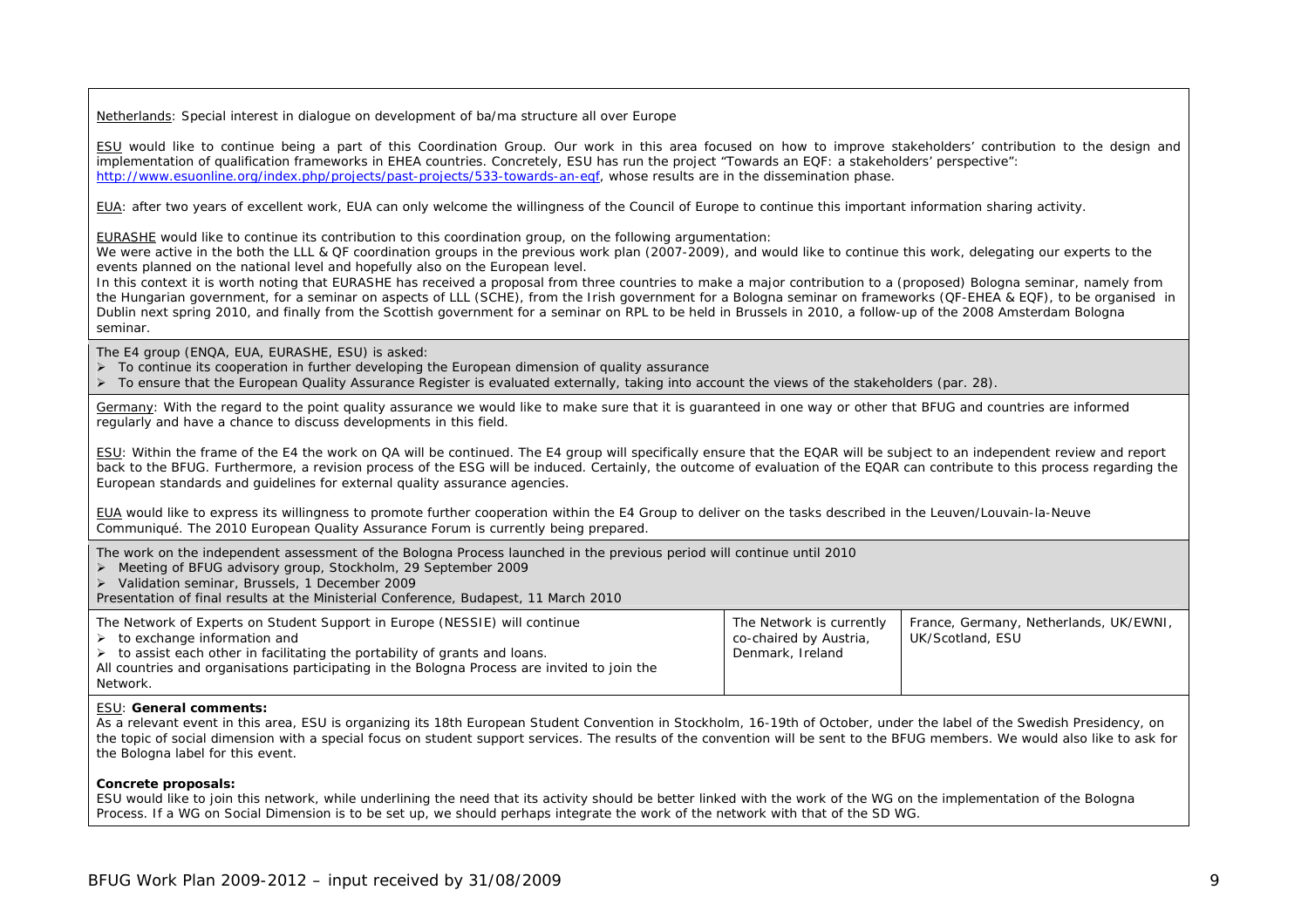<u>Netherlands</u>: Special interest in dialogue on development of ba/ma structure all over Europe

<u>ESU</u> would like to continue being a part of this Coordination Group. Our work in this area focused on how to improve stakeholders' contribution to the design and implementation of qualification frameworks in EHEA countries. Concretely, ESU has run the project "Towards an EQF: a stakeholders' perspective": http://www.esuonline.org/index.php/projects/past-projects/533-towards-an-eqf, whose results are in the dissemination phase.

<u>EUA</u>: after two years of excellent work, EUA can only welcome the willingness of the Council of Europe to continue this important information sharing activity.

<u>EURASHE</u> would like to continue its contribution to this coordination group, on the following argumentation:
We were active in the both the LLL & QF coordination groups in the previous work plan (2007-2009), and would like to continue this work, delegating our experts to the events planned on the national level and hopefully also on the European level.
In this context it is worth noting that EURASHE has received a proposal from three countries to make a major contribution to a (proposed) Bologna seminar, namely from the Hungarian government, for a seminar on aspects of LLL (SCHE), from the Irish government for a Bologna seminar on frameworks (QF-EHEA & EQF), to be organised in Dublin next spring 2010, and finally from the Scottish government for a seminar on RPL to be held in Brussels in 2010, a follow-up of the 2008 Amsterdam Bologna seminar.

The E4 group (ENQA, EUA, EURASHE, ESU) is asked:

- To continue its cooperation in further developing the European dimension of quality assurance
- To ensure that the European Quality Assurance Register is evaluated externally, taking into account the views of the stakeholders (par. 28).

<u>Germany</u>: With the regard to the point quality assurance we would like to make sure that it is guaranteed in one way or other that BFUG and countries are informed regularly and have a chance to discuss developments in this field.

<u>ESU</u>: Within the frame of the E4 the work on QA will be continued. The E4 group will specifically ensure that the EQAR will be subject to an independent review and report back to the BFUG. Furthermore, a revision process of the ESG will be induced. Certainly, the outcome of evaluation of the EQAR can contribute to this process regarding the European standards and guidelines for external quality assurance agencies.

<u>EUA</u> would like to express its willingness to promote further cooperation within the E4 Group to deliver on the tasks described in the Leuven/Louvain-la-Neuve Communiqué. The 2010 European Quality Assurance Forum is currently being prepared.

The work on the independent assessment of the Bologna Process launched in the previous period will continue until 2010

- Meeting of BFUG advisory group, Stockholm, 29 September 2009
- Validation seminar, Brussels, 1 December 2009

Presentation of final results at the Ministerial Conference, Budapest, 11 March 2010

| | | |
|---|---|---|
| The Network of Experts on Student Support in Europe (NESSIE) will continue<br>- to exchange information and<br>- to assist each other in facilitating the portability of grants and loans.<br>All countries and organisations participating in the Bologna Process are invited to join the Network. | The Network is currently co-chaired by Austria, Denmark, Ireland | France, Germany, Netherlands, UK/EWNI, UK/Scotland, ESU |

<u>ESU</u>: **General comments:**
As a relevant event in this area, ESU is organizing its 18th European Student Convention in Stockholm, 16-19th of October, under the label of the Swedish Presidency, on the topic of social dimension with a special focus on student support services. The results of the convention will be sent to the BFUG members. We would also like to ask for the Bologna label for this event.

**Concrete proposals:**
ESU would like to join this network, while underlining the need that its activity should be better linked with the work of the WG on the implementation of the Bologna Process. If a WG on Social Dimension is to be set up, we should perhaps integrate the work of the network with that of the SD WG.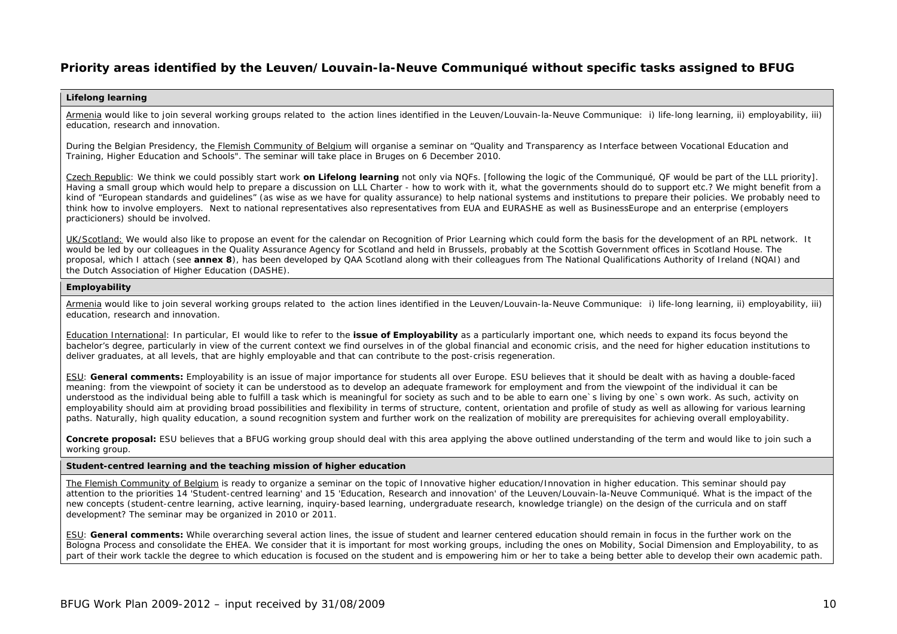## Priority areas identified by the Leuven/Louvain-la-Neuve Communiqué without specific tasks assigned to BFUG

### Lifelong learning

Armenia would like to join several working groups related to the action lines identified in the Leuven/Louvain-la-Neuve Communique: i) life-long learning, ii) employability, iii) education, research and innovation.

During the Belgian Presidency, the Flemish Community of Belgium will organise a seminar on "Quality and Transparency as Interface between Vocational Education and Training, Higher Education and Schools". The seminar will take place in Bruges on 6 December 2010.

Czech Republic: We think we could possibly start work **on Lifelong learning** not only via NQFs. [following the logic of the Communiqué, QF would be part of the LLL priority]. Having a small group which would help to prepare a discussion on LLL Charter - how to work with it, what the governments should do to support etc.? We might benefit from a kind of "European standards and guidelines" (as wise as we have for quality assurance) to help national systems and institutions to prepare their policies. We probably need to think how to involve employers. Next to national representatives also representatives from EUA and EURASHE as well as BusinessEurope and an enterprise (employers practicioners) should be involved.

UK/Scotland: We would also like to propose an event for the calendar on Recognition of Prior Learning which could form the basis for the development of an RPL network. It would be led by our colleagues in the Quality Assurance Agency for Scotland and held in Brussels, probably at the Scottish Government offices in Scotland House. The proposal, which I attach (see **annex 8**), has been developed by QAA Scotland along with their colleagues from The National Qualifications Authority of Ireland (NQAI) and the Dutch Association of Higher Education (DASHE).

### Employability

Armenia would like to join several working groups related to the action lines identified in the Leuven/Louvain-la-Neuve Communique: i) life-long learning, ii) employability, iii) education, research and innovation.

Education International: In particular, EI would like to refer to the **issue of Employability** as a particularly important one, which needs to expand its focus beyond the bachelor's degree, particularly in view of the current context we find ourselves in of the global financial and economic crisis, and the need for higher education institutions to deliver graduates, at all levels, that are highly employable and that can contribute to the post-crisis regeneration.

ESU: **General comments:** Employability is an issue of major importance for students all over Europe. ESU believes that it should be dealt with as having a double-faced meaning: from the viewpoint of society it can be understood as to develop an adequate framework for employment and from the viewpoint of the individual it can be understood as the individual being able to fulfill a task which is meaningful for society as such and to be able to earn one`s living by one`s own work. As such, activity on employability should aim at providing broad possibilities and flexibility in terms of structure, content, orientation and profile of study as well as allowing for various learning paths. Naturally, high quality education, a sound recognition system and further work on the realization of mobility are prerequisites for achieving overall employability.

**Concrete proposal:** ESU believes that a BFUG working group should deal with this area applying the above outlined understanding of the term and would like to join such a working group.

### Student-centred learning and the teaching mission of higher education

The Flemish Community of Belgium is ready to organize a seminar on the topic of Innovative higher education/Innovation in higher education. This seminar should pay attention to the priorities 14 'Student-centred learning' and 15 'Education, Research and innovation' of the Leuven/Louvain-la-Neuve Communiqué. What is the impact of the new concepts (student-centre learning, active learning, inquiry-based learning, undergraduate research, knowledge triangle) on the design of the curricula and on staff development? The seminar may be organized in 2010 or 2011.

ESU: **General comments:** While overarching several action lines, the issue of student and learner centered education should remain in focus in the further work on the Bologna Process and consolidate the EHEA. We consider that it is important for most working groups, including the ones on Mobility, Social Dimension and Employability, to as part of their work tackle the degree to which education is focused on the student and is empowering him or her to take a being better able to develop their own academic path.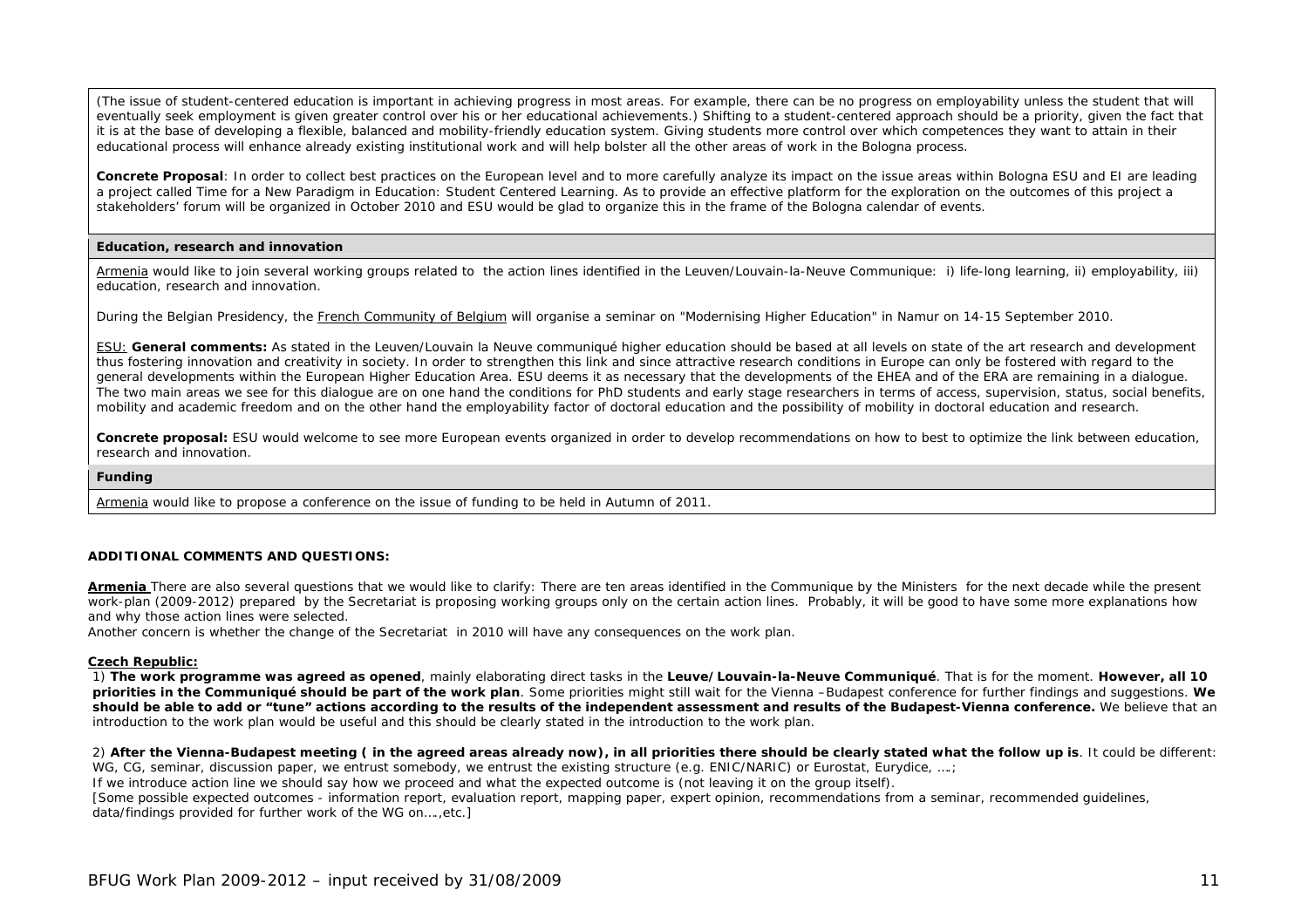(The issue of student-centered education is important in achieving progress in most areas. For example, there can be no progress on employability unless the student that will eventually seek employment is given greater control over his or her educational achievements.) Shifting to a student-centered approach should be a priority, given the fact that it is at the base of developing a flexible, balanced and mobility-friendly education system. Giving students more control over which competences they want to attain in their educational process will enhance already existing institutional work and will help bolster all the other areas of work in the Bologna process.

**Concrete Proposal**: In order to collect best practices on the European level and to more carefully analyze its impact on the issue areas within Bologna ESU and EI are leading a project called Time for a New Paradigm in Education: Student Centered Learning. As to provide an effective platform for the exploration on the outcomes of this project a stakeholders' forum will be organized in October 2010 and ESU would be glad to organize this in the frame of the Bologna calendar of events.

**Education, research and innovation**

Armenia would like to join several working groups related to the action lines identified in the Leuven/Louvain-la-Neuve Communique: i) life-long learning, ii) employability, iii) education, research and innovation.

During the Belgian Presidency, the French Community of Belgium will organise a seminar on "Modernising Higher Education" in Namur on 14-15 September 2010.

ESU: **General comments:** As stated in the Leuven/Louvain la Neuve communiqué higher education should be based at all levels on state of the art research and development thus fostering innovation and creativity in society. In order to strengthen this link and since attractive research conditions in Europe can only be fostered with regard to the general developments within the European Higher Education Area. ESU deems it as necessary that the developments of the EHEA and of the ERA are remaining in a dialogue. The two main areas we see for this dialogue are on one hand the conditions for PhD students and early stage researchers in terms of access, supervision, status, social benefits, mobility and academic freedom and on the other hand the employability factor of doctoral education and the possibility of mobility in doctoral education and research.

**Concrete proposal:** ESU would welcome to see more European events organized in order to develop recommendations on how to best to optimize the link between education, research and innovation.

**Funding**

Armenia would like to propose a conference on the issue of funding to be held in Autumn of 2011.

**ADDITIONAL COMMENTS AND QUESTIONS:**

**Armenia** There are also several questions that we would like to clarify: There are ten areas identified in the Communique by the Ministers for the next decade while the present work-plan (2009-2012) prepared by the Secretariat is proposing working groups only on the certain action lines. Probably, it will be good to have some more explanations how and why those action lines were selected.

Another concern is whether the change of the Secretariat in 2010 will have any consequences on the work plan.

**Czech Republic:**

1) **The work programme was agreed as opened**, mainly elaborating direct tasks in the **Leuve/Louvain-la-Neuve Communiqué**. That is for the moment. **However, all 10 priorities in the Communiqué should be part of the work plan**. Some priorities might still wait for the Vienna –Budapest conference for further findings and suggestions. **We should be able to add or "tune" actions according to the results of the independent assessment and results of the Budapest-Vienna conference.** We believe that an introduction to the work plan would be useful and this should be clearly stated in the introduction to the work plan.

2) **After the Vienna-Budapest meeting ( in the agreed areas already now), in all priorities there should be clearly stated what the follow up is**. It could be different: WG, CG, seminar, discussion paper, we entrust somebody, we entrust the existing structure (e.g. ENIC/NARIC) or Eurostat, Eurydice, ….;

If we introduce action line we should say how we proceed and what the expected outcome is (not leaving it on the group itself).

[Some possible expected outcomes - information report, evaluation report, mapping paper, expert opinion, recommendations from a seminar, recommended guidelines, data/findings provided for further work of the WG on….,etc.]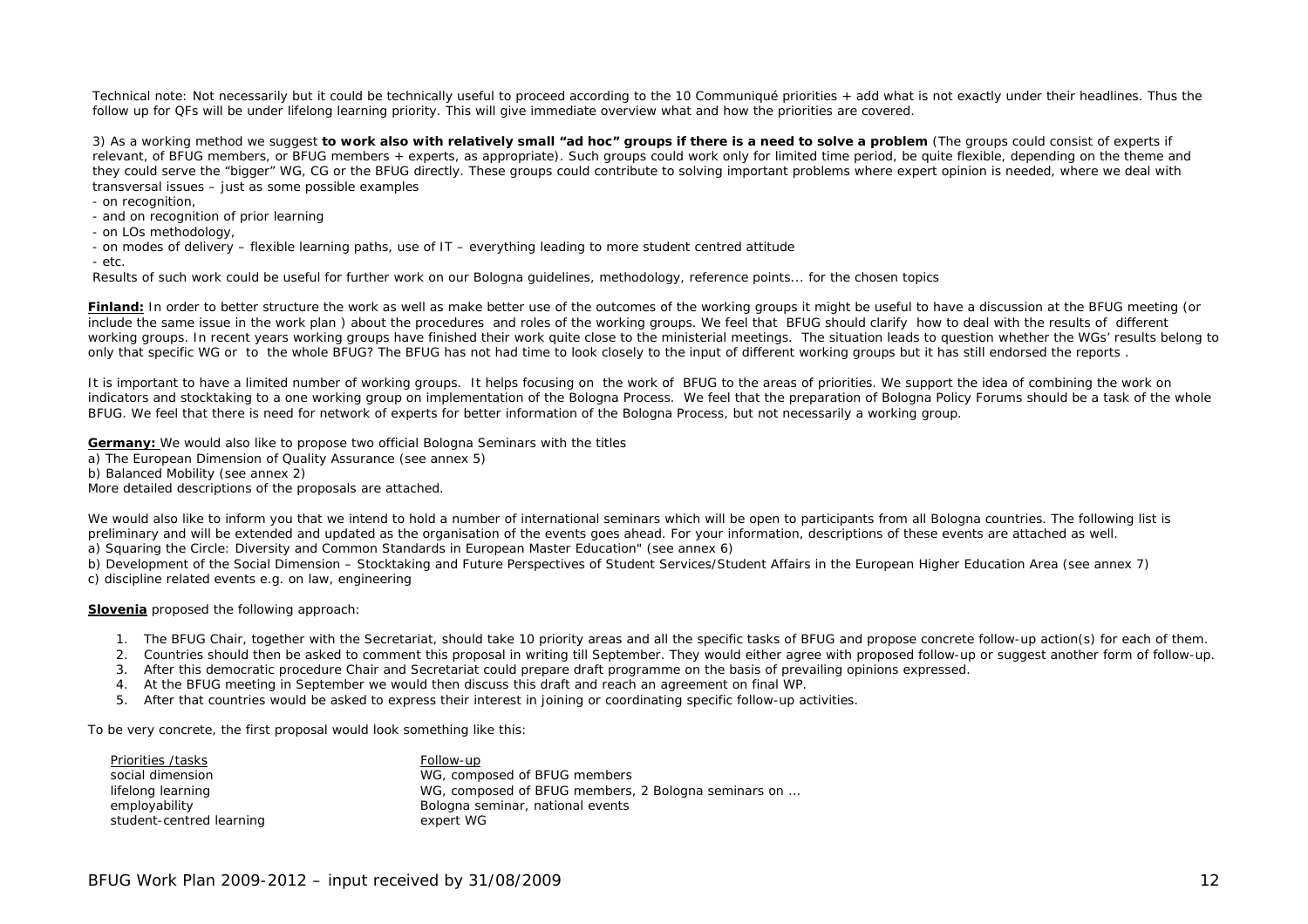Technical note: Not necessarily but it could be technically useful to proceed according to the 10 Communiqué priorities + add what is not exactly under their headlines. Thus the follow up for QFs will be under lifelong learning priority. This will give immediate overview what and how the priorities are covered.

3) As a working method we suggest **to work also with relatively small "ad hoc" groups if there is a need to solve a problem** (The groups could consist of experts if relevant, of BFUG members, or BFUG members + experts, as appropriate). Such groups could work only for limited time period, be quite flexible, depending on the theme and they could serve the "bigger" WG, CG or the BFUG directly. These groups could contribute to solving important problems where expert opinion is needed, where we deal with transversal issues – just as some possible examples

- on recognition,
- and on recognition of prior learning
- on LOs methodology,
- on modes of delivery – flexible learning paths, use of IT – everything leading to more student centred attitude
- etc.

Results of such work could be useful for further work on our Bologna guidelines, methodology, reference points... for the chosen topics

**Finland:** In order to better structure the work as well as make better use of the outcomes of the working groups it might be useful to have a discussion at the BFUG meeting (or include the same issue in the work plan ) about the procedures and roles of the working groups. We feel that BFUG should clarify how to deal with the results of different working groups. In recent years working groups have finished their work quite close to the ministerial meetings. The situation leads to question whether the WGs' results belong to only that specific WG or to the whole BFUG? The BFUG has not had time to look closely to the input of different working groups but it has still endorsed the reports .

It is important to have a limited number of working groups. It helps focusing on the work of BFUG to the areas of priorities. We support the idea of combining the work on indicators and stocktaking to a one working group on implementation of the Bologna Process. We feel that the preparation of Bologna Policy Forums should be a task of the whole BFUG. We feel that there is need for network of experts for better information of the Bologna Process, but not necessarily a working group.

**Germany:** We would also like to propose two official Bologna Seminars with the titles

a) The European Dimension of Quality Assurance (see annex 5)
b) Balanced Mobility (see annex 2)

More detailed descriptions of the proposals are attached.

We would also like to inform you that we intend to hold a number of international seminars which will be open to participants from all Bologna countries. The following list is preliminary and will be extended and updated as the organisation of the events goes ahead. For your information, descriptions of these events are attached as well.

a) Squaring the Circle: Diversity and Common Standards in European Master Education" (see annex 6)
b) Development of the Social Dimension – Stocktaking and Future Perspectives of Student Services/Student Affairs in the European Higher Education Area (see annex 7)
c) discipline related events e.g. on law, engineering

**Slovenia** proposed the following approach:

1. The BFUG Chair, together with the Secretariat, should take 10 priority areas and all the specific tasks of BFUG and propose concrete follow-up action(s) for each of them.
2. Countries should then be asked to comment this proposal in writing till September. They would either agree with proposed follow-up or suggest another form of follow-up.
3. After this democratic procedure Chair and Secretariat could prepare draft programme on the basis of prevailing opinions expressed.
4. At the BFUG meeting in September we would then discuss this draft and reach an agreement on final WP.
5. After that countries would be asked to express their interest in joining or coordinating specific follow-up activities.

To be very concrete, the first proposal would look something like this:

| Priorities /tasks | Follow-up |
|---|---|
| social dimension | WG, composed of BFUG members |
| lifelong learning | WG, composed of BFUG members, 2 Bologna seminars on ... |
| employability | Bologna seminar, national events |
| student-centred learning | expert WG |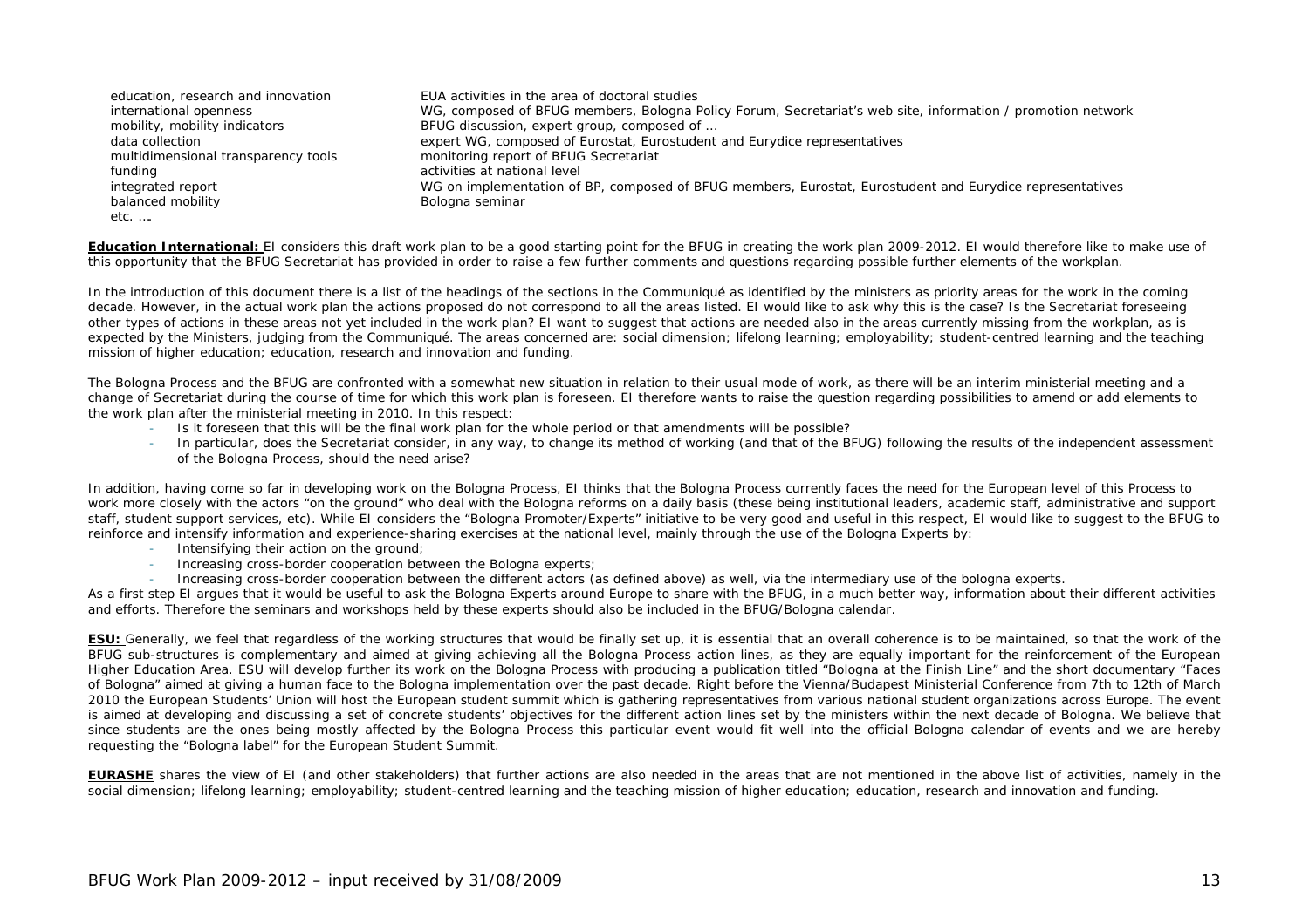| | |
|---|---|
| education, research and innovation | EUA activities in the area of doctoral studies |
| international openness | WG, composed of BFUG members, Bologna Policy Forum, Secretariat's web site, information / promotion network |
| mobility, mobility indicators | BFUG discussion, expert group, composed of … |
| data collection | expert WG, composed of Eurostat, Eurostudent and Eurydice representatives |
| multidimensional transparency tools | monitoring report of BFUG Secretariat |
| funding | activities at national level |
| integrated report | WG on implementation of BP, composed of BFUG members, Eurostat, Eurostudent and Eurydice representatives |
| balanced mobility | Bologna seminar |
| etc. … | |

**Education International:** EI considers this draft work plan to be a good starting point for the BFUG in creating the work plan 2009-2012. EI would therefore like to make use of this opportunity that the BFUG Secretariat has provided in order to raise a few further comments and questions regarding possible further elements of the workplan.

In the introduction of this document there is a list of the headings of the sections in the Communiqué as identified by the ministers as priority areas for the work in the coming decade. However, in the actual work plan the actions proposed do not correspond to all the areas listed. EI would like to ask why this is the case? Is the Secretariat foreseeing other types of actions in these areas not yet included in the work plan? EI want to suggest that actions are needed also in the areas currently missing from the workplan, as is expected by the Ministers, judging from the Communiqué. The areas concerned are: social dimension; lifelong learning; employability; student-centred learning and the teaching mission of higher education; education, research and innovation and funding.

The Bologna Process and the BFUG are confronted with a somewhat new situation in relation to their usual mode of work, as there will be an interim ministerial meeting and a change of Secretariat during the course of time for which this work plan is foreseen. EI therefore wants to raise the question regarding possibilities to amend or add elements to the work plan after the ministerial meeting in 2010. In this respect:

- Is it foreseen that this will be the final work plan for the whole period or that amendments will be possible?
- In particular, does the Secretariat consider, in any way, to change its method of working (and that of the BFUG) following the results of the independent assessment of the Bologna Process, should the need arise?

In addition, having come so far in developing work on the Bologna Process, EI thinks that the Bologna Process currently faces the need for the European level of this Process to work more closely with the actors "on the ground" who deal with the Bologna reforms on a daily basis (these being institutional leaders, academic staff, administrative and support staff, student support services, etc). While EI considers the "Bologna Promoter/Experts" initiative to be very good and useful in this respect, EI would like to suggest to the BFUG to reinforce and intensify information and experience-sharing exercises at the national level, mainly through the use of the Bologna Experts by:

- Intensifying their action on the ground;
- Increasing cross-border cooperation between the Bologna experts;
- Increasing cross-border cooperation between the different actors (as defined above) as well, via the intermediary use of the bologna experts.

As a first step EI argues that it would be useful to ask the Bologna Experts around Europe to share with the BFUG, in a much better way, information about their different activities and efforts. Therefore the seminars and workshops held by these experts should also be included in the BFUG/Bologna calendar.

**ESU:** Generally, we feel that regardless of the working structures that would be finally set up, it is essential that an overall coherence is to be maintained, so that the work of the BFUG sub-structures is complementary and aimed at giving achieving all the Bologna Process action lines, as they are equally important for the reinforcement of the European Higher Education Area. ESU will develop further its work on the Bologna Process with producing a publication titled "Bologna at the Finish Line" and the short documentary "Faces of Bologna" aimed at giving a human face to the Bologna implementation over the past decade. Right before the Vienna/Budapest Ministerial Conference from 7th to 12th of March 2010 the European Students' Union will host the European student summit which is gathering representatives from various national student organizations across Europe. The event is aimed at developing and discussing a set of concrete students' objectives for the different action lines set by the ministers within the next decade of Bologna. We believe that since students are the ones being mostly affected by the Bologna Process this particular event would fit well into the official Bologna calendar of events and we are hereby requesting the "Bologna label" for the European Student Summit.

**EURASHE** shares the view of EI (and other stakeholders) that further actions are also needed in the areas that are not mentioned in the above list of activities, namely in the social dimension; lifelong learning; employability; student-centred learning and the teaching mission of higher education; education, research and innovation and funding.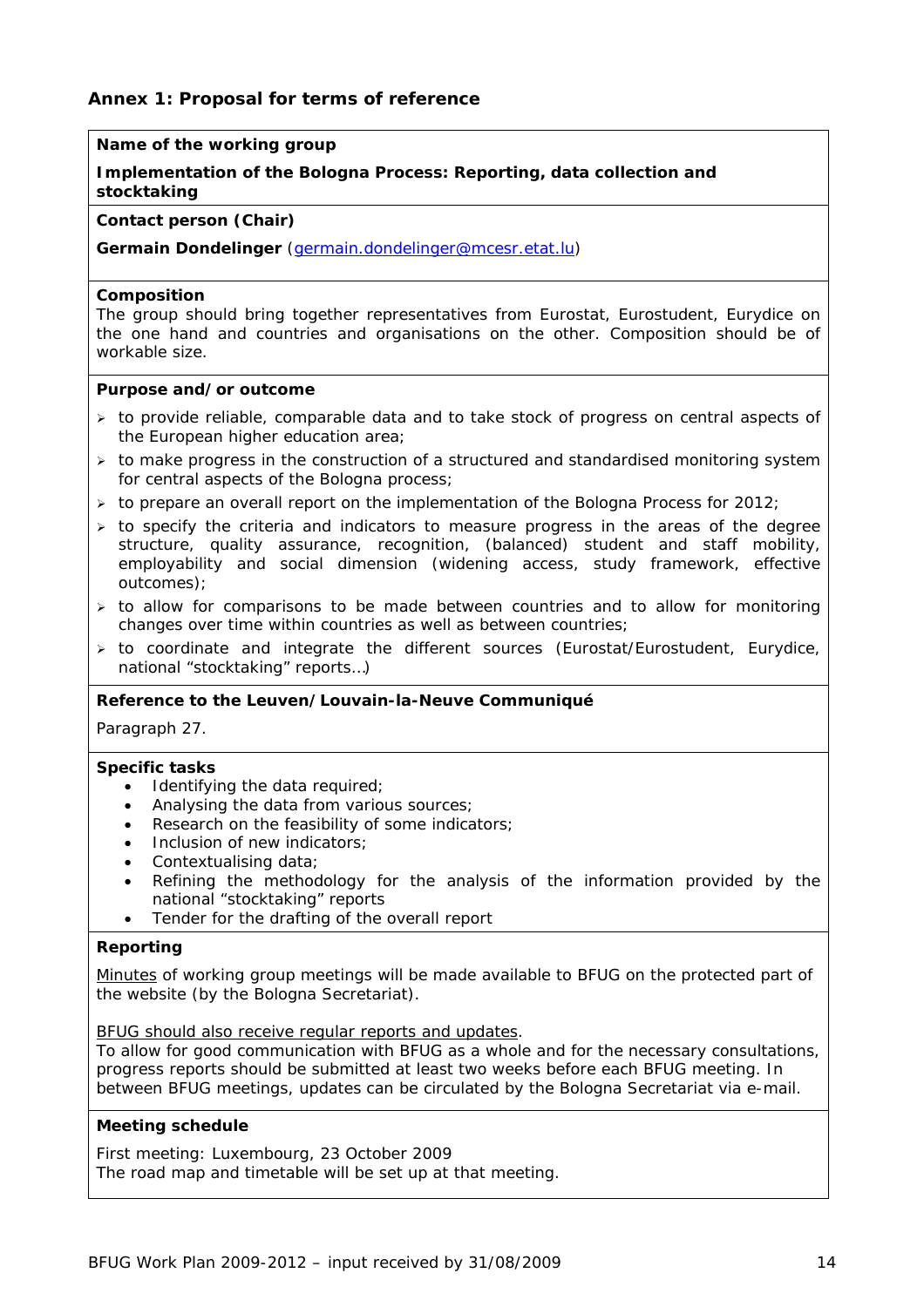## Annex 1: Proposal for terms of reference

**Name of the working group**

**Implementation of the Bologna Process: Reporting, data collection and stocktaking**

**Contact person (Chair)**

**Germain Dondelinger** (germain.dondelinger@mcesr.etat.lu)

**Composition**

The group should bring together representatives from Eurostat, Eurostudent, Eurydice on the one hand and countries and organisations on the other. Composition should be of workable size.

**Purpose and/or outcome**

- to provide reliable, comparable data and to take stock of progress on central aspects of the European higher education area;
- to make progress in the construction of a structured and standardised monitoring system for central aspects of the Bologna process;
- to prepare an overall report on the implementation of the Bologna Process for 2012;
- to specify the criteria and indicators to measure progress in the areas of the degree structure, quality assurance, recognition, (balanced) student and staff mobility, employability and social dimension (widening access, study framework, effective outcomes);
- to allow for comparisons to be made between countries and to allow for monitoring changes over time within countries as well as between countries;
- to coordinate and integrate the different sources (Eurostat/Eurostudent, Eurydice, national "stocktaking" reports…)

**Reference to the Leuven/Louvain-la-Neuve Communiqué**

Paragraph 27.

**Specific tasks**

- Identifying the data required;
- Analysing the data from various sources;
- Research on the feasibility of some indicators;
- Inclusion of new indicators;
- Contextualising data;
- Refining the methodology for the analysis of the information provided by the national "stocktaking" reports
- Tender for the drafting of the overall report

**Reporting**

Minutes of working group meetings will be made available to BFUG on the protected part of the website (by the Bologna Secretariat).

BFUG should also receive regular reports and updates.
To allow for good communication with BFUG as a whole and for the necessary consultations, progress reports should be submitted at least two weeks before each BFUG meeting. In between BFUG meetings, updates can be circulated by the Bologna Secretariat via e-mail.

**Meeting schedule**

First meeting: Luxembourg, 23 October 2009
The road map and timetable will be set up at that meeting.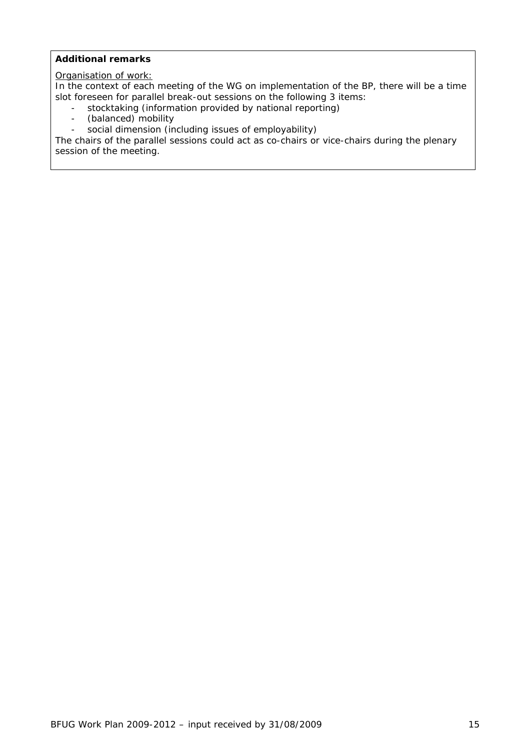**Additional remarks**

Organisation of work:

In the context of each meeting of the WG on implementation of the BP, there will be a time slot foreseen for parallel break-out sessions on the following 3 items:

- stocktaking (information provided by national reporting)
- (balanced) mobility
- social dimension (including issues of employability)

The chairs of the parallel sessions could act as co-chairs or vice-chairs during the plenary session of the meeting.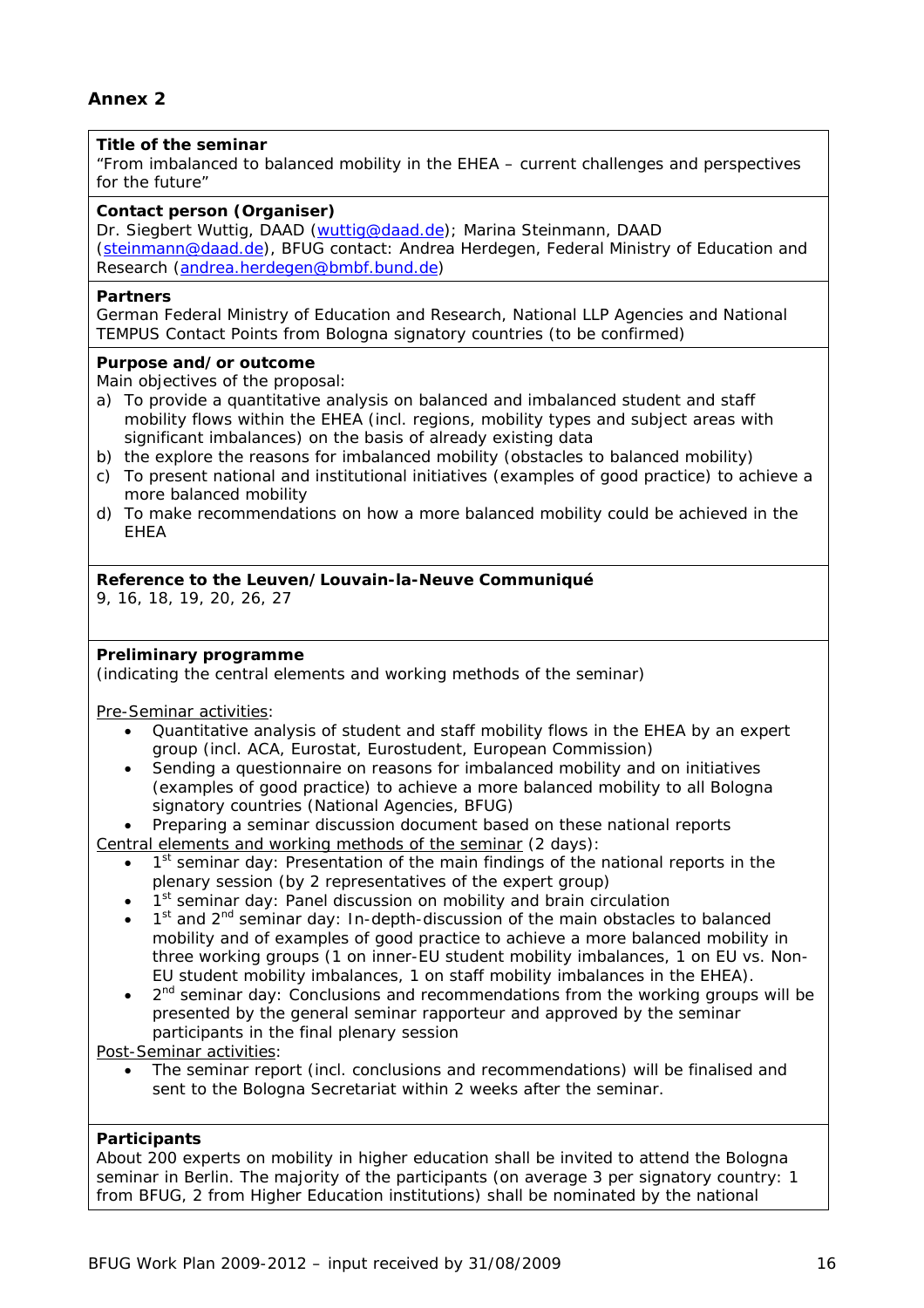## Annex 2

**Title of the seminar**
"From imbalanced to balanced mobility in the EHEA – current challenges and perspectives for the future"

**Contact person (Organiser)**
Dr. Siegbert Wuttig, DAAD (wuttig@daad.de); Marina Steinmann, DAAD (steinmann@daad.de), BFUG contact: Andrea Herdegen, Federal Ministry of Education and Research (andrea.herdegen@bmbf.bund.de)

**Partners**
German Federal Ministry of Education and Research, National LLP Agencies and National TEMPUS Contact Points from Bologna signatory countries (to be confirmed)

**Purpose and/or outcome**
Main objectives of the proposal:

a) To provide a quantitative analysis on balanced and imbalanced student and staff mobility flows within the EHEA (incl. regions, mobility types and subject areas with significant imbalances) on the basis of already existing data
b) the explore the reasons for imbalanced mobility (obstacles to balanced mobility)
c) To present national and institutional initiatives (examples of good practice) to achieve a more balanced mobility
d) To make recommendations on how a more balanced mobility could be achieved in the EHEA

**Reference to the Leuven/Louvain-la-Neuve Communiqué**
9, 16, 18, 19, 20, 26, 27

**Preliminary programme**
(indicating the central elements and working methods of the seminar)

Pre-Seminar activities:

- Quantitative analysis of student and staff mobility flows in the EHEA by an expert group (incl. ACA, Eurostat, Eurostudent, European Commission)
- Sending a questionnaire on reasons for imbalanced mobility and on initiatives (examples of good practice) to achieve a more balanced mobility to all Bologna signatory countries (National Agencies, BFUG)
- Preparing a seminar discussion document based on these national reports

Central elements and working methods of the seminar (2 days):

- 1st seminar day: Presentation of the main findings of the national reports in the plenary session (by 2 representatives of the expert group)
- 1st seminar day: Panel discussion on mobility and brain circulation
- 1st and 2nd seminar day: In-depth-discussion of the main obstacles to balanced mobility and of examples of good practice to achieve a more balanced mobility in three working groups (1 on inner-EU student mobility imbalances, 1 on EU vs. Non-EU student mobility imbalances, 1 on staff mobility imbalances in the EHEA).
- 2nd seminar day: Conclusions and recommendations from the working groups will be presented by the general seminar rapporteur and approved by the seminar participants in the final plenary session

Post-Seminar activities:

- The seminar report (incl. conclusions and recommendations) will be finalised and sent to the Bologna Secretariat within 2 weeks after the seminar.

**Participants**
About 200 experts on mobility in higher education shall be invited to attend the Bologna seminar in Berlin. The majority of the participants (on average 3 per signatory country: 1 from BFUG, 2 from Higher Education institutions) shall be nominated by the national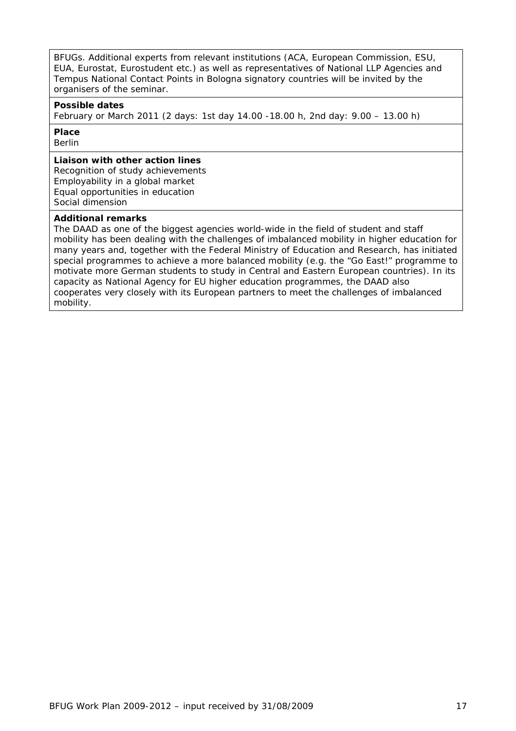BFUGs. Additional experts from relevant institutions (ACA, European Commission, ESU, EUA, Eurostat, Eurostudent etc.) as well as representatives of National LLP Agencies and Tempus National Contact Points in Bologna signatory countries will be invited by the organisers of the seminar.

**Possible dates**

February or March 2011 (2 days: 1st day 14.00 -18.00 h, 2nd day: 9.00 – 13.00 h)

**Place**

Berlin

**Liaison with other action lines**

Recognition of study achievements
Employability in a global market
Equal opportunities in education
Social dimension

**Additional remarks**

The DAAD as one of the biggest agencies world-wide in the field of student and staff mobility has been dealing with the challenges of imbalanced mobility in higher education for many years and, together with the Federal Ministry of Education and Research, has initiated special programmes to achieve a more balanced mobility (e.g. the "Go East!" programme to motivate more German students to study in Central and Eastern European countries). In its capacity as National Agency for EU higher education programmes, the DAAD also cooperates very closely with its European partners to meet the challenges of imbalanced mobility.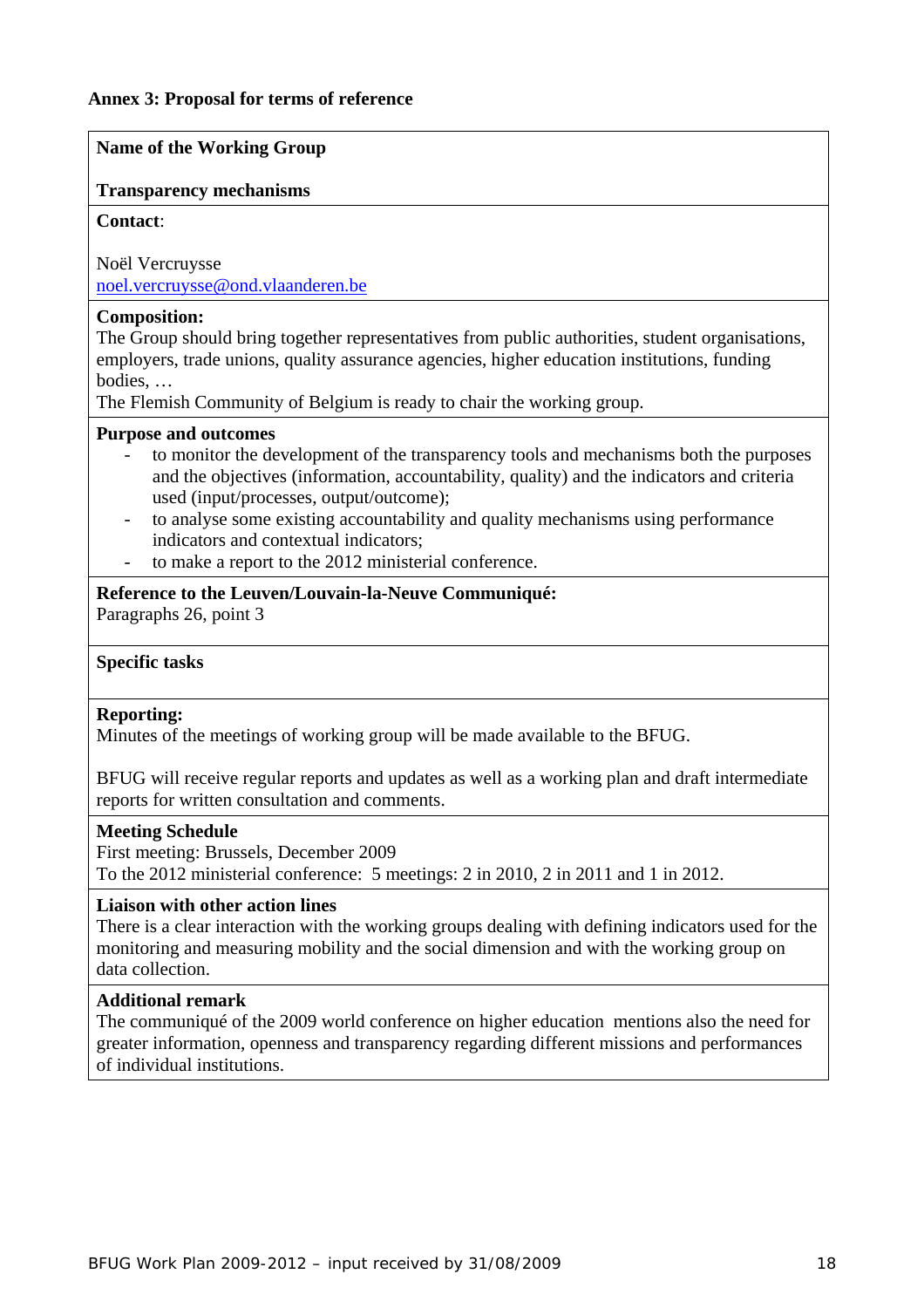**Annex 3: Proposal for terms of reference**

**Name of the Working Group**

**Transparency mechanisms**

**Contact**:

Noël Vercruysse
noel.vercruysse@ond.vlaanderen.be

**Composition:**
The Group should bring together representatives from public authorities, student organisations, employers, trade unions, quality assurance agencies, higher education institutions, funding bodies, …
The Flemish Community of Belgium is ready to chair the working group.

**Purpose and outcomes**

- to monitor the development of the transparency tools and mechanisms both the purposes and the objectives (information, accountability, quality) and the indicators and criteria used (input/processes, output/outcome);
- to analyse some existing accountability and quality mechanisms using performance indicators and contextual indicators;
- to make a report to the 2012 ministerial conference.

**Reference to the Leuven/Louvain-la-Neuve Communiqué:**
Paragraphs 26, point 3

**Specific tasks**

**Reporting:**
Minutes of the meetings of working group will be made available to the BFUG.

BFUG will receive regular reports and updates as well as a working plan and draft intermediate reports for written consultation and comments.

**Meeting Schedule**
First meeting: Brussels, December 2009
To the 2012 ministerial conference: 5 meetings: 2 in 2010, 2 in 2011 and 1 in 2012.

**Liaison with other action lines**
There is a clear interaction with the working groups dealing with defining indicators used for the monitoring and measuring mobility and the social dimension and with the working group on data collection.

**Additional remark**
The communiqué of the 2009 world conference on higher education mentions also the need for greater information, openness and transparency regarding different missions and performances of individual institutions.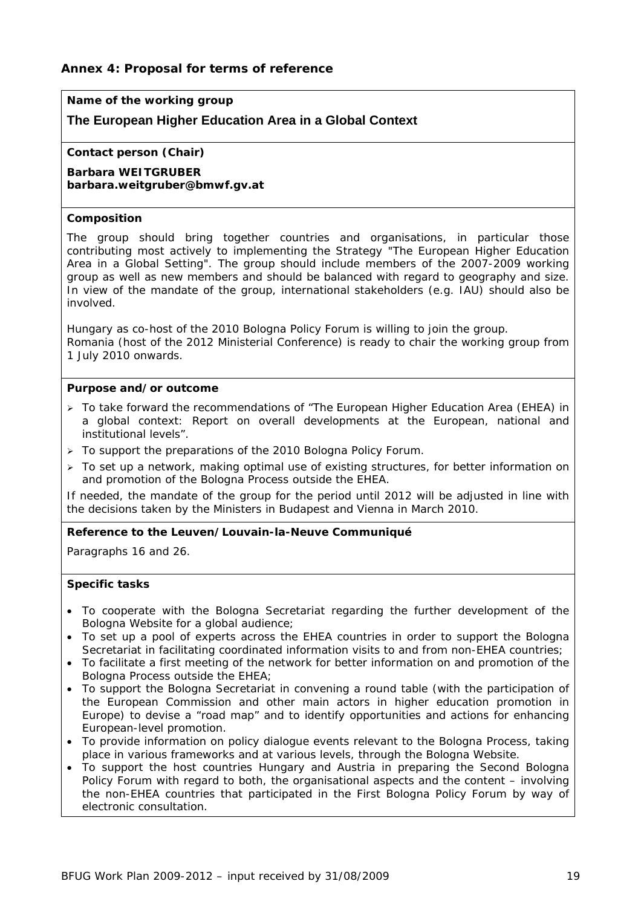## Annex 4: Proposal for terms of reference

**Name of the working group**

**The European Higher Education Area in a Global Context**

**Contact person (Chair)**

**Barbara WEITGRUBER**
**barbara.weitgruber@bmwf.gv.at**

**Composition**

The group should bring together countries and organisations, in particular those contributing most actively to implementing the Strategy "The European Higher Education Area in a Global Setting". The group should include members of the 2007-2009 working group as well as new members and should be balanced with regard to geography and size. In view of the mandate of the group, international stakeholders (e.g. IAU) should also be involved.

Hungary as co-host of the 2010 Bologna Policy Forum is willing to join the group.
Romania (host of the 2012 Ministerial Conference) is ready to chair the working group from 1 July 2010 onwards.

**Purpose and/or outcome**

- To take forward the recommendations of "The European Higher Education Area (EHEA) in a global context: Report on overall developments at the European, national and institutional levels".
- To support the preparations of the 2010 Bologna Policy Forum.
- To set up a network, making optimal use of existing structures, for better information on and promotion of the Bologna Process outside the EHEA.

If needed, the mandate of the group for the period until 2012 will be adjusted in line with the decisions taken by the Ministers in Budapest and Vienna in March 2010.

**Reference to the Leuven/Louvain-la-Neuve Communiqué**

Paragraphs 16 and 26.

**Specific tasks**

- To cooperate with the Bologna Secretariat regarding the further development of the Bologna Website for a global audience;
- To set up a pool of experts across the EHEA countries in order to support the Bologna Secretariat in facilitating coordinated information visits to and from non-EHEA countries;
- To facilitate a first meeting of the network for better information on and promotion of the Bologna Process outside the EHEA;
- To support the Bologna Secretariat in convening a round table (with the participation of the European Commission and other main actors in higher education promotion in Europe) to devise a "road map" and to identify opportunities and actions for enhancing European-level promotion.
- To provide information on policy dialogue events relevant to the Bologna Process, taking place in various frameworks and at various levels, through the Bologna Website.
- To support the host countries Hungary and Austria in preparing the Second Bologna Policy Forum with regard to both, the organisational aspects and the content – involving the non-EHEA countries that participated in the First Bologna Policy Forum by way of electronic consultation.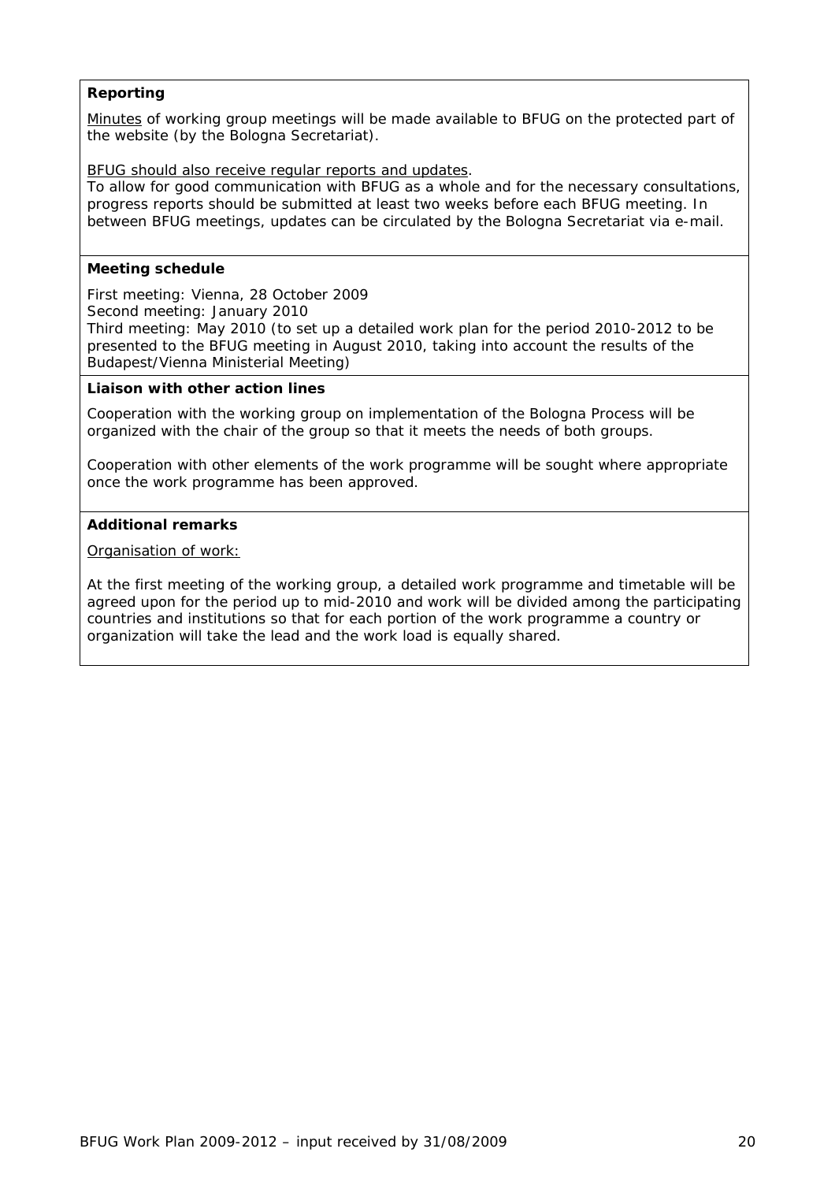**Reporting**

Minutes of working group meetings will be made available to BFUG on the protected part of the website (by the Bologna Secretariat).

BFUG should also receive regular reports and updates.
To allow for good communication with BFUG as a whole and for the necessary consultations, progress reports should be submitted at least two weeks before each BFUG meeting. In between BFUG meetings, updates can be circulated by the Bologna Secretariat via e-mail.

**Meeting schedule**

First meeting: Vienna, 28 October 2009
Second meeting: January 2010
Third meeting: May 2010 (to set up a detailed work plan for the period 2010-2012 to be presented to the BFUG meeting in August 2010, taking into account the results of the Budapest/Vienna Ministerial Meeting)

**Liaison with other action lines**

Cooperation with the working group on implementation of the Bologna Process will be organized with the chair of the group so that it meets the needs of both groups.

Cooperation with other elements of the work programme will be sought where appropriate once the work programme has been approved.

**Additional remarks**

Organisation of work:

At the first meeting of the working group, a detailed work programme and timetable will be agreed upon for the period up to mid-2010 and work will be divided among the participating countries and institutions so that for each portion of the work programme a country or organization will take the lead and the work load is equally shared.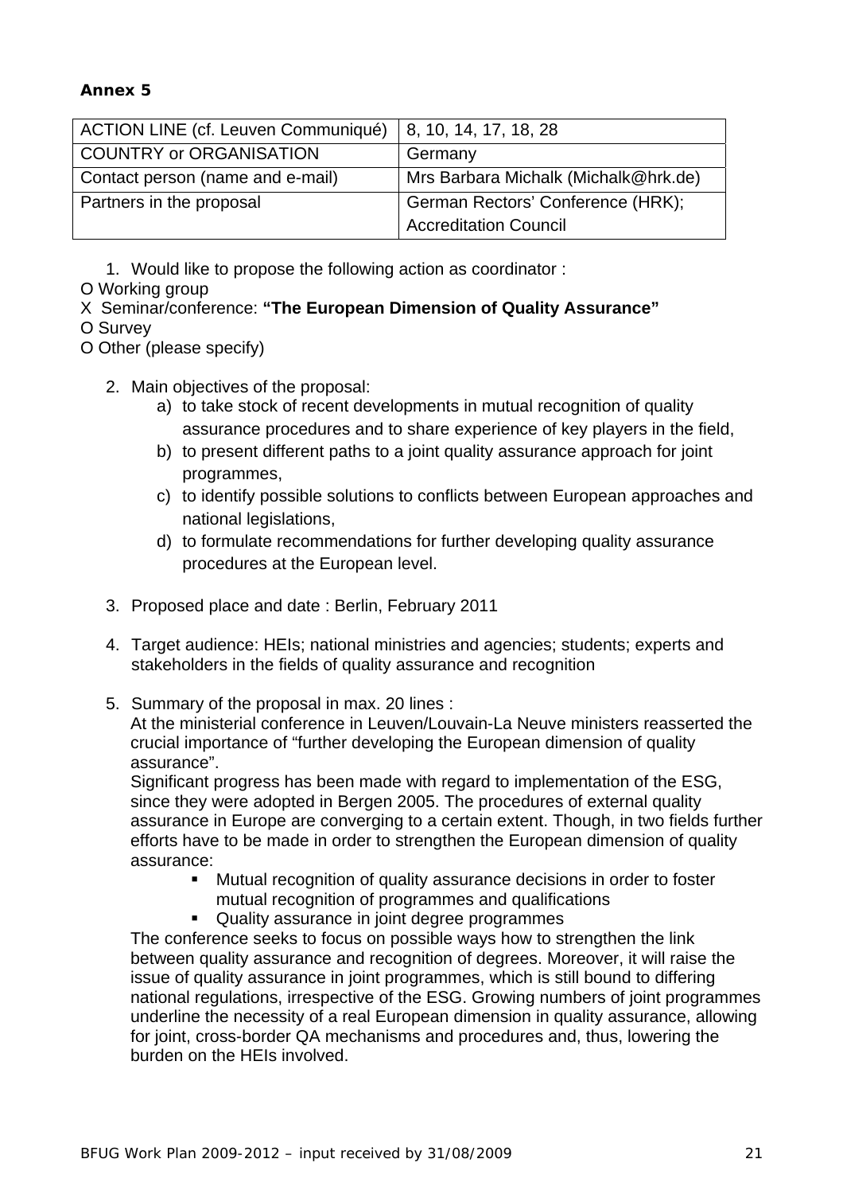**Annex 5**

| ACTION LINE (cf. Leuven Communiqué) | 8, 10, 14, 17, 18, 28 |
|---|---|
| COUNTRY or ORGANISATION | Germany |
| Contact person (name and e-mail) | Mrs Barbara Michalk (Michalk@hrk.de) |
| Partners in the proposal | German Rectors' Conference (HRK); Accreditation Council |

1. Would like to propose the following action as coordinator :

O Working group
X Seminar/conference: **"The European Dimension of Quality Assurance"**
O Survey
O Other (please specify)

2. Main objectives of the proposal:
   a) to take stock of recent developments in mutual recognition of quality assurance procedures and to share experience of key players in the field,
   b) to present different paths to a joint quality assurance approach for joint programmes,
   c) to identify possible solutions to conflicts between European approaches and national legislations,
   d) to formulate recommendations for further developing quality assurance procedures at the European level.

3. Proposed place and date : Berlin, February 2011

4. Target audience: HEIs; national ministries and agencies; students; experts and stakeholders in the fields of quality assurance and recognition

5. Summary of the proposal in max. 20 lines :

   At the ministerial conference in Leuven/Louvain-La Neuve ministers reasserted the crucial importance of "further developing the European dimension of quality assurance".

   Significant progress has been made with regard to implementation of the ESG, since they were adopted in Bergen 2005. The procedures of external quality assurance in Europe are converging to a certain extent. Though, in two fields further efforts have to be made in order to strengthen the European dimension of quality assurance:

   - Mutual recognition of quality assurance decisions in order to foster mutual recognition of programmes and qualifications
   - Quality assurance in joint degree programmes

   The conference seeks to focus on possible ways how to strengthen the link between quality assurance and recognition of degrees. Moreover, it will raise the issue of quality assurance in joint programmes, which is still bound to differing national regulations, irrespective of the ESG. Growing numbers of joint programmes underline the necessity of a real European dimension in quality assurance, allowing for joint, cross-border QA mechanisms and procedures and, thus, lowering the burden on the HEIs involved.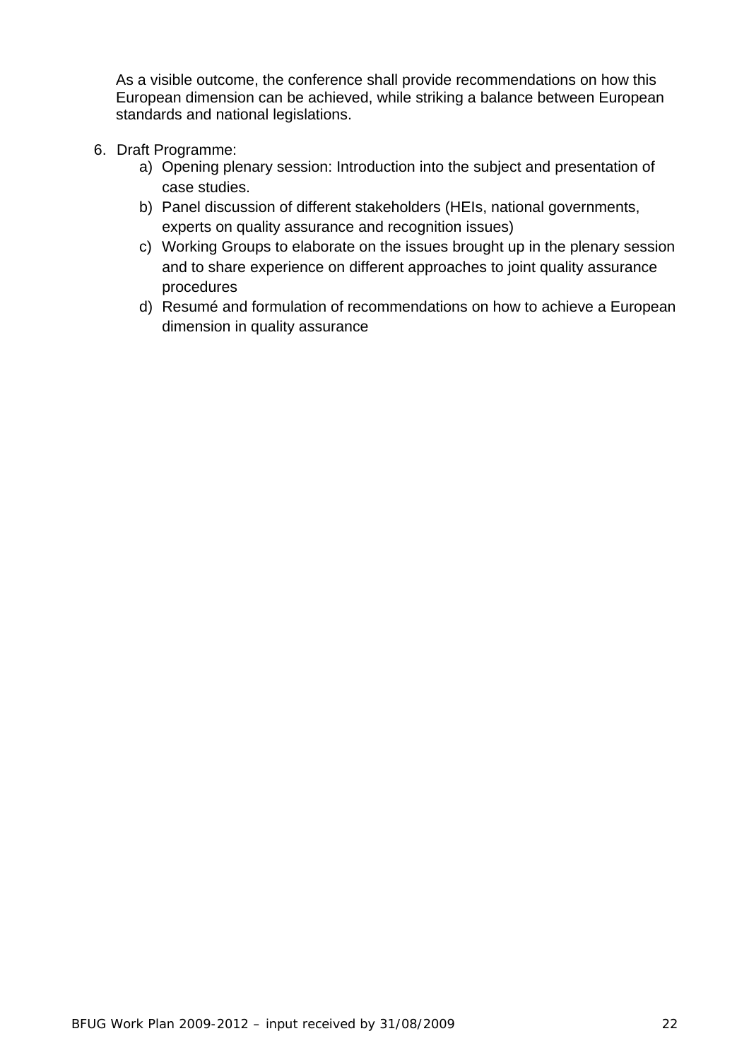As a visible outcome, the conference shall provide recommendations on how this European dimension can be achieved, while striking a balance between European standards and national legislations.

6. Draft Programme:
    a) Opening plenary session: Introduction into the subject and presentation of case studies.
    b) Panel discussion of different stakeholders (HEIs, national governments, experts on quality assurance and recognition issues)
    c) Working Groups to elaborate on the issues brought up in the plenary session and to share experience on different approaches to joint quality assurance procedures
    d) Resumé and formulation of recommendations on how to achieve a European dimension in quality assurance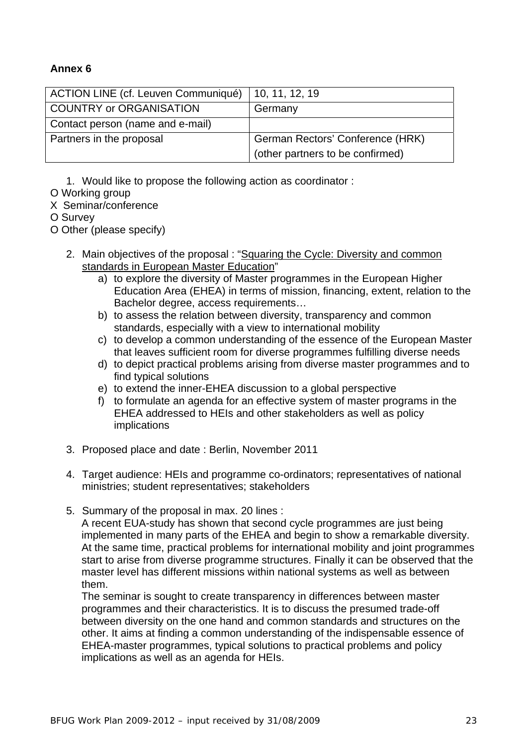**Annex 6**

| ACTION LINE (cf. Leuven Communiqué) | 10, 11, 12, 19 |
|---|---|
| COUNTRY or ORGANISATION | Germany |
| Contact person (name and e-mail) | |
| Partners in the proposal | German Rectors' Conference (HRK)<br>(other partners to be confirmed) |

1. Would like to propose the following action as coordinator :

O Working group
X Seminar/conference
O Survey
O Other (please specify)

2. Main objectives of the proposal : "Squaring the Cycle: Diversity and common standards in European Master Education"
   a) to explore the diversity of Master programmes in the European Higher Education Area (EHEA) in terms of mission, financing, extent, relation to the Bachelor degree, access requirements…
   b) to assess the relation between diversity, transparency and common standards, especially with a view to international mobility
   c) to develop a common understanding of the essence of the European Master that leaves sufficient room for diverse programmes fulfilling diverse needs
   d) to depict practical problems arising from diverse master programmes and to find typical solutions
   e) to extend the inner-EHEA discussion to a global perspective
   f) to formulate an agenda for an effective system of master programs in the EHEA addressed to HEIs and other stakeholders as well as policy implications

3. Proposed place and date : Berlin, November 2011

4. Target audience: HEIs and programme co-ordinators; representatives of national ministries; student representatives; stakeholders

5. Summary of the proposal in max. 20 lines :
   A recent EUA-study has shown that second cycle programmes are just being implemented in many parts of the EHEA and begin to show a remarkable diversity. At the same time, practical problems for international mobility and joint programmes start to arise from diverse programme structures. Finally it can be observed that the master level has different missions within national systems as well as between them.
   The seminar is sought to create transparency in differences between master programmes and their characteristics. It is to discuss the presumed trade-off between diversity on the one hand and common standards and structures on the other. It aims at finding a common understanding of the indispensable essence of EHEA-master programmes, typical solutions to practical problems and policy implications as well as an agenda for HEIs.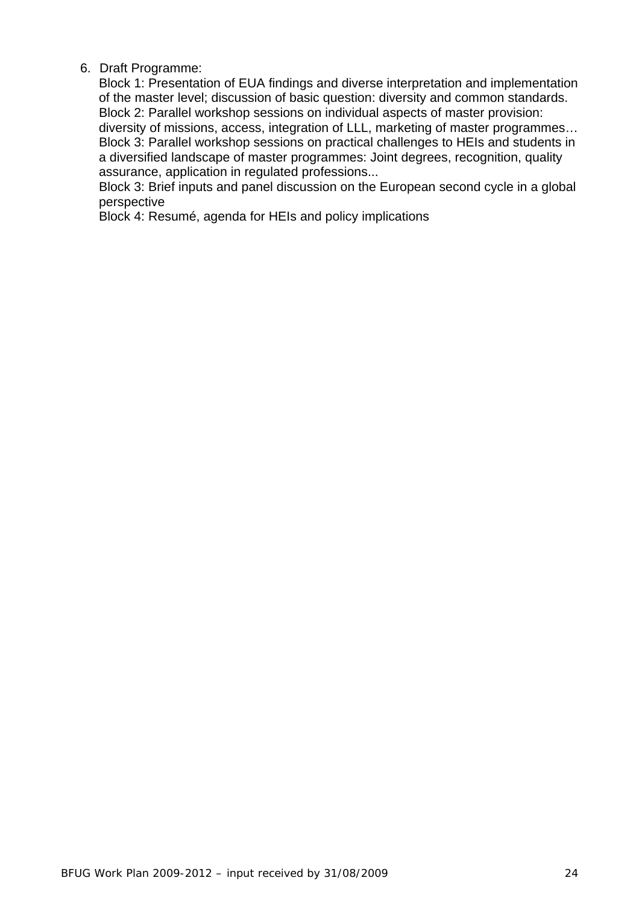6. Draft Programme:

   Block 1: Presentation of EUA findings and diverse interpretation and implementation of the master level; discussion of basic question: diversity and common standards.
   Block 2: Parallel workshop sessions on individual aspects of master provision: diversity of missions, access, integration of LLL, marketing of master programmes…
   Block 3: Parallel workshop sessions on practical challenges to HEIs and students in a diversified landscape of master programmes: Joint degrees, recognition, quality assurance, application in regulated professions...
   Block 3: Brief inputs and panel discussion on the European second cycle in a global perspective
   Block 4: Resumé, agenda for HEIs and policy implications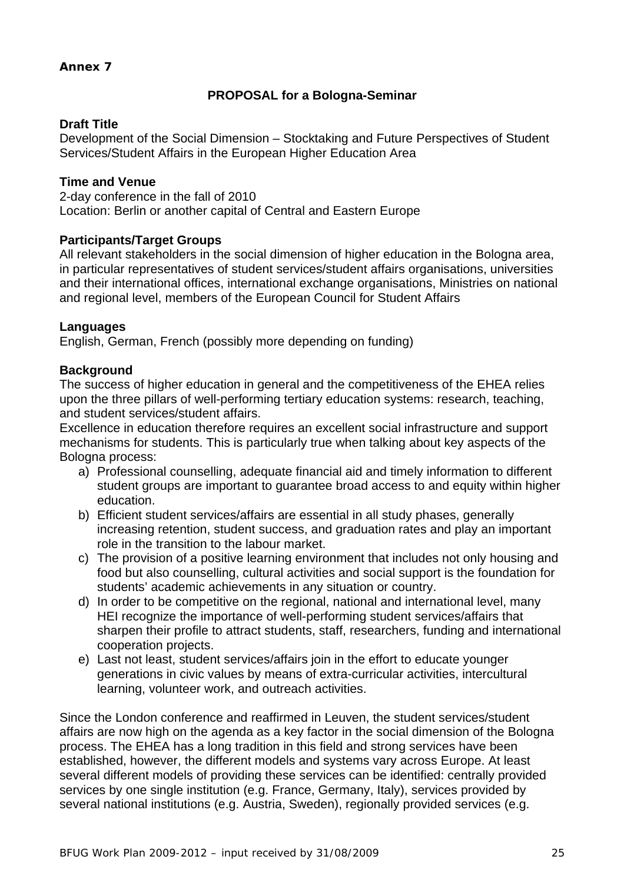**Annex 7**

**PROPOSAL for a Bologna-Seminar**

**Draft Title**
Development of the Social Dimension – Stocktaking and Future Perspectives of Student Services/Student Affairs in the European Higher Education Area

**Time and Venue**
2-day conference in the fall of 2010
Location: Berlin or another capital of Central and Eastern Europe

**Participants/Target Groups**
All relevant stakeholders in the social dimension of higher education in the Bologna area, in particular representatives of student services/student affairs organisations, universities and their international offices, international exchange organisations, Ministries on national and regional level, members of the European Council for Student Affairs

**Languages**
English, German, French (possibly more depending on funding)

**Background**
The success of higher education in general and the competitiveness of the EHEA relies upon the three pillars of well-performing tertiary education systems: research, teaching, and student services/student affairs.
Excellence in education therefore requires an excellent social infrastructure and support mechanisms for students. This is particularly true when talking about key aspects of the Bologna process:

a) Professional counselling, adequate financial aid and timely information to different student groups are important to guarantee broad access to and equity within higher education.
b) Efficient student services/affairs are essential in all study phases, generally increasing retention, student success, and graduation rates and play an important role in the transition to the labour market.
c) The provision of a positive learning environment that includes not only housing and food but also counselling, cultural activities and social support is the foundation for students' academic achievements in any situation or country.
d) In order to be competitive on the regional, national and international level, many HEI recognize the importance of well-performing student services/affairs that sharpen their profile to attract students, staff, researchers, funding and international cooperation projects.
e) Last not least, student services/affairs join in the effort to educate younger generations in civic values by means of extra-curricular activities, intercultural learning, volunteer work, and outreach activities.

Since the London conference and reaffirmed in Leuven, the student services/student affairs are now high on the agenda as a key factor in the social dimension of the Bologna process. The EHEA has a long tradition in this field and strong services have been established, however, the different models and systems vary across Europe. At least several different models of providing these services can be identified: centrally provided services by one single institution (e.g. France, Germany, Italy), services provided by several national institutions (e.g. Austria, Sweden), regionally provided services (e.g.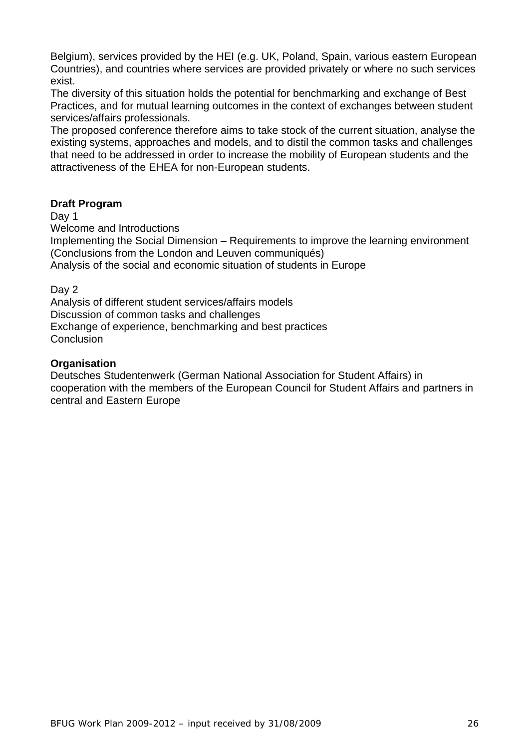Belgium), services provided by the HEI (e.g. UK, Poland, Spain, various eastern European Countries), and countries where services are provided privately or where no such services exist.
The diversity of this situation holds the potential for benchmarking and exchange of Best Practices, and for mutual learning outcomes in the context of exchanges between student services/affairs professionals.
The proposed conference therefore aims to take stock of the current situation, analyse the existing systems, approaches and models, and to distil the common tasks and challenges that need to be addressed in order to increase the mobility of European students and the attractiveness of the EHEA for non-European students.

**Draft Program**
Day 1
Welcome and Introductions
Implementing the Social Dimension – Requirements to improve the learning environment (Conclusions from the London and Leuven communiqués)
Analysis of the social and economic situation of students in Europe

Day 2
Analysis of different student services/affairs models
Discussion of common tasks and challenges
Exchange of experience, benchmarking and best practices
Conclusion

**Organisation**
Deutsches Studentenwerk (German National Association for Student Affairs) in cooperation with the members of the European Council for Student Affairs and partners in central and Eastern Europe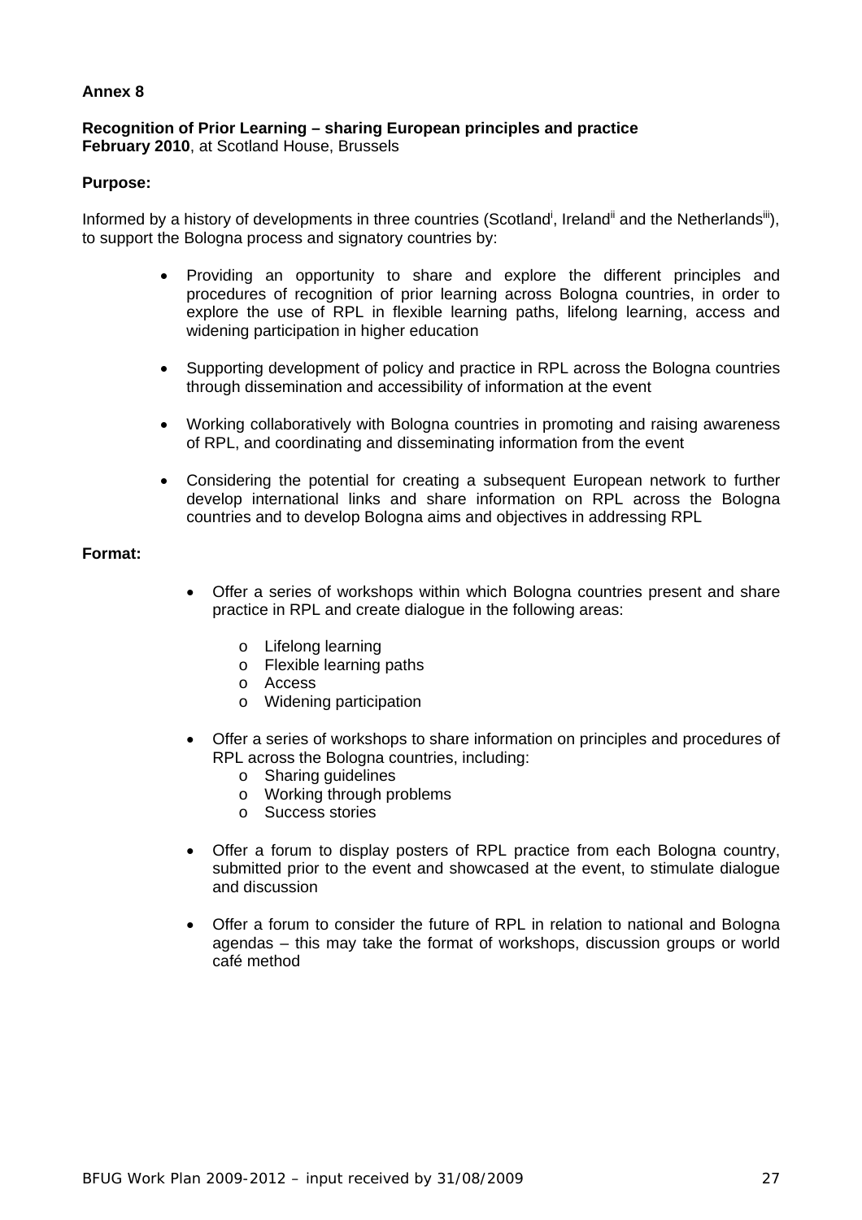**Annex 8**

**Recognition of Prior Learning – sharing European principles and practice**
**February 2010**, at Scotland House, Brussels

**Purpose:**

Informed by a history of developments in three countries (Scotland[i], Ireland[ii] and the Netherlands[iii]), to support the Bologna process and signatory countries by:

- Providing an opportunity to share and explore the different principles and procedures of recognition of prior learning across Bologna countries, in order to explore the use of RPL in flexible learning paths, lifelong learning, access and widening participation in higher education
- Supporting development of policy and practice in RPL across the Bologna countries through dissemination and accessibility of information at the event
- Working collaboratively with Bologna countries in promoting and raising awareness of RPL, and coordinating and disseminating information from the event
- Considering the potential for creating a subsequent European network to further develop international links and share information on RPL across the Bologna countries and to develop Bologna aims and objectives in addressing RPL

**Format:**

- Offer a series of workshops within which Bologna countries present and share practice in RPL and create dialogue in the following areas:
  - Lifelong learning
  - Flexible learning paths
  - Access
  - Widening participation
- Offer a series of workshops to share information on principles and procedures of RPL across the Bologna countries, including:
  - Sharing guidelines
  - Working through problems
  - Success stories
- Offer a forum to display posters of RPL practice from each Bologna country, submitted prior to the event and showcased at the event, to stimulate dialogue and discussion
- Offer a forum to consider the future of RPL in relation to national and Bologna agendas – this may take the format of workshops, discussion groups or world café method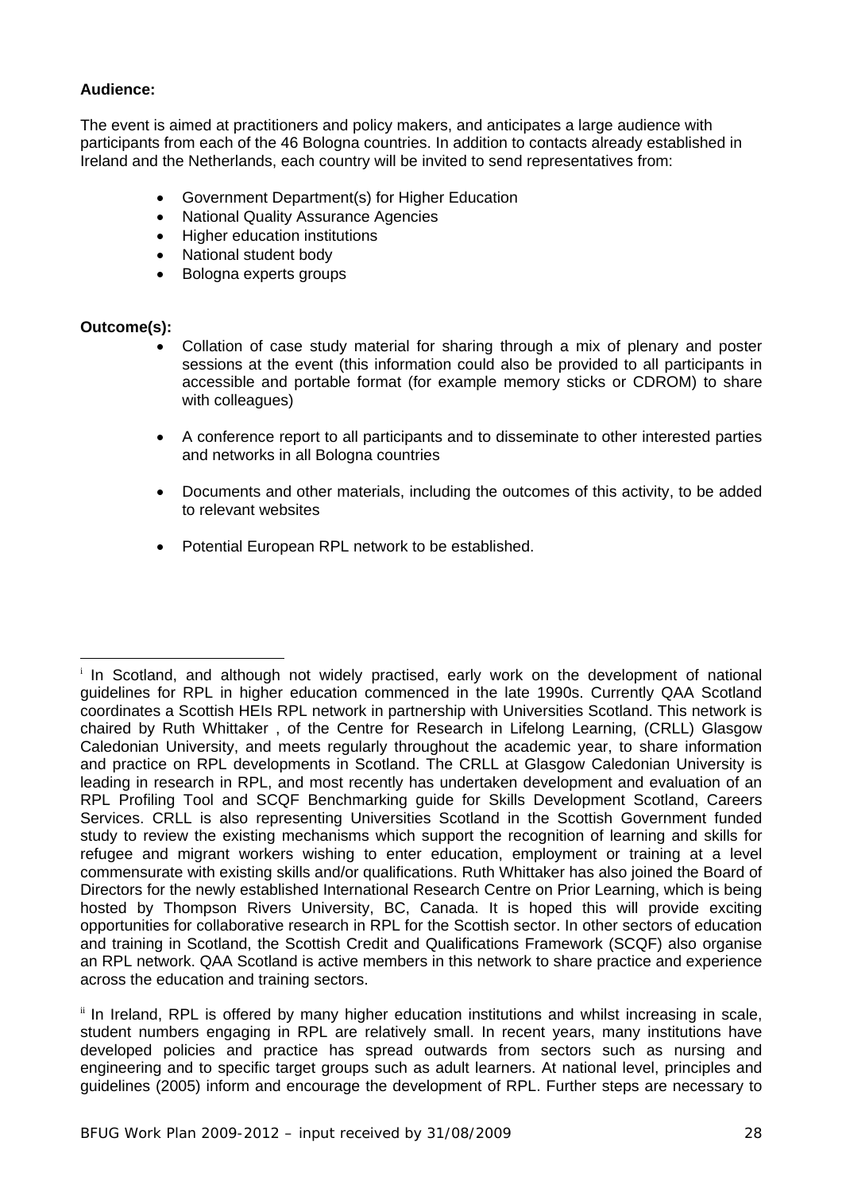**Audience:**

The event is aimed at practitioners and policy makers, and anticipates a large audience with participants from each of the 46 Bologna countries. In addition to contacts already established in Ireland and the Netherlands, each country will be invited to send representatives from:

- Government Department(s) for Higher Education
- National Quality Assurance Agencies
- Higher education institutions
- National student body
- Bologna experts groups

**Outcome(s):**

- Collation of case study material for sharing through a mix of plenary and poster sessions at the event (this information could also be provided to all participants in accessible and portable format (for example memory sticks or CDROM) to share with colleagues)
- A conference report to all participants and to disseminate to other interested parties and networks in all Bologna countries
- Documents and other materials, including the outcomes of this activity, to be added to relevant websites
- Potential European RPL network to be established.

---

[i] In Scotland, and although not widely practised, early work on the development of national guidelines for RPL in higher education commenced in the late 1990s. Currently QAA Scotland coordinates a Scottish HEIs RPL network in partnership with Universities Scotland. This network is chaired by Ruth Whittaker , of the Centre for Research in Lifelong Learning, (CRLL) Glasgow Caledonian University, and meets regularly throughout the academic year, to share information and practice on RPL developments in Scotland. The CRLL at Glasgow Caledonian University is leading in research in RPL, and most recently has undertaken development and evaluation of an RPL Profiling Tool and SCQF Benchmarking guide for Skills Development Scotland, Careers Services. CRLL is also representing Universities Scotland in the Scottish Government funded study to review the existing mechanisms which support the recognition of learning and skills for refugee and migrant workers wishing to enter education, employment or training at a level commensurate with existing skills and/or qualifications. Ruth Whittaker has also joined the Board of Directors for the newly established International Research Centre on Prior Learning, which is being hosted by Thompson Rivers University, BC, Canada. It is hoped this will provide exciting opportunities for collaborative research in RPL for the Scottish sector. In other sectors of education and training in Scotland, the Scottish Credit and Qualifications Framework (SCQF) also organise an RPL network. QAA Scotland is active members in this network to share practice and experience across the education and training sectors.

[ii] In Ireland, RPL is offered by many higher education institutions and whilst increasing in scale, student numbers engaging in RPL are relatively small. In recent years, many institutions have developed policies and practice has spread outwards from sectors such as nursing and engineering and to specific target groups such as adult learners. At national level, principles and guidelines (2005) inform and encourage the development of RPL. Further steps are necessary to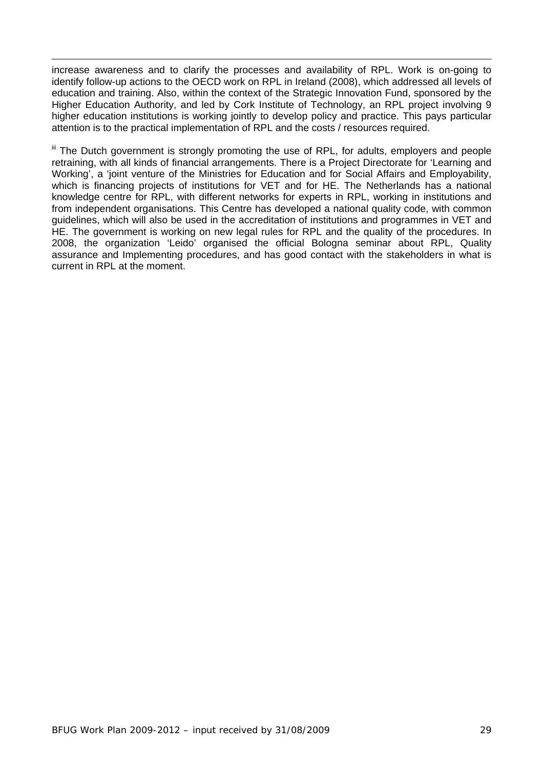increase awareness and to clarify the processes and availability of RPL. Work is on-going to identify follow-up actions to the OECD work on RPL in Ireland (2008), which addressed all levels of education and training. Also, within the context of the Strategic Innovation Fund, sponsored by the Higher Education Authority, and led by Cork Institute of Technology, an RPL project involving 9 higher education institutions is working jointly to develop policy and practice. This pays particular attention is to the practical implementation of RPL and the costs / resources required.

[iii] The Dutch government is strongly promoting the use of RPL, for adults, employers and people retraining, with all kinds of financial arrangements. There is a Project Directorate for 'Learning and Working', a 'joint venture of the Ministries for Education and for Social Affairs and Employability, which is financing projects of institutions for VET and for HE. The Netherlands has a national knowledge centre for RPL, with different networks for experts in RPL, working in institutions and from independent organisations. This Centre has developed a national quality code, with common guidelines, which will also be used in the accreditation of institutions and programmes in VET and HE. The government is working on new legal rules for RPL and the quality of the procedures. In 2008, the organization 'Leido' organised the official Bologna seminar about RPL, Quality assurance and Implementing procedures, and has good contact with the stakeholders in what is current in RPL at the moment.